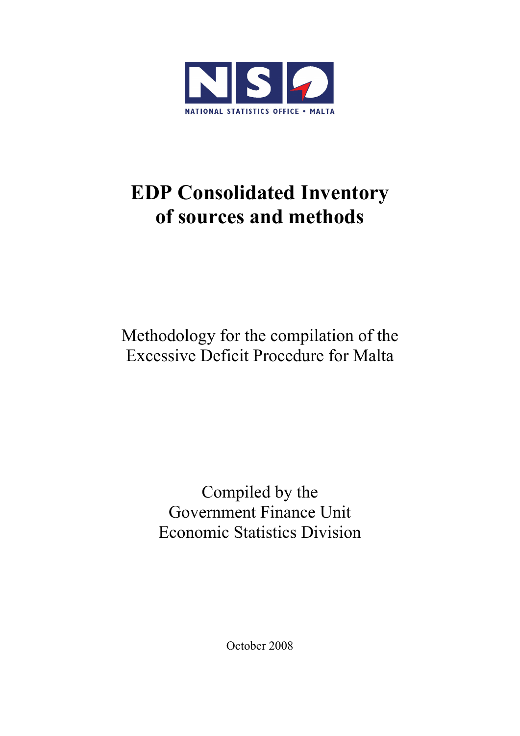NATIONAL STATISTICS OFFICE • MALTA

# EDP Consolidated Inventory of sources and methods

Methodology for the compilation of the Excessive Deficit Procedure for Malta

Compiled by the
Government Finance Unit
Economic Statistics Division

October 2008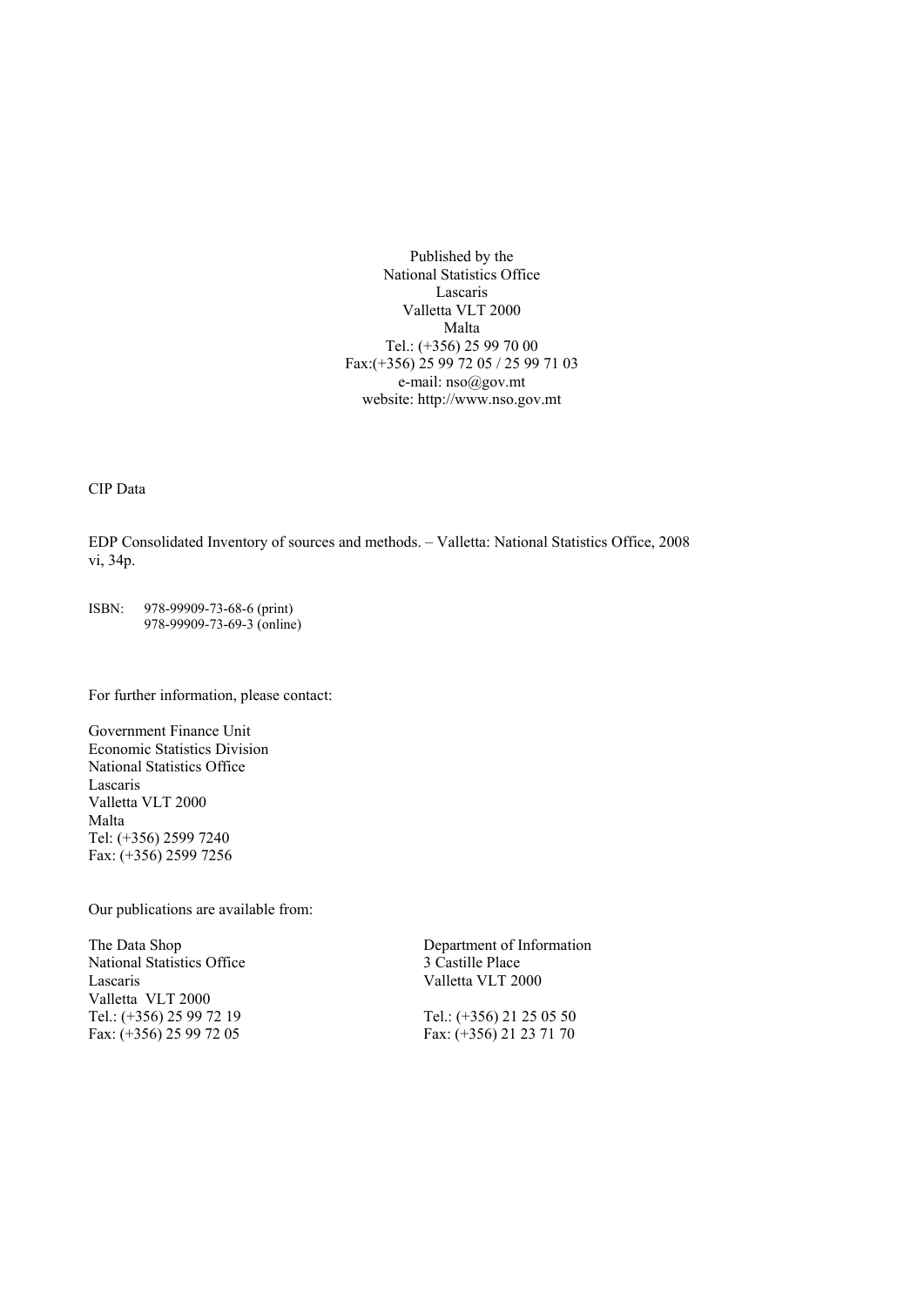Published by the
National Statistics Office
Lascaris
Valletta VLT 2000
Malta
Tel.: (+356) 25 99 70 00
Fax:(+356) 25 99 72 05 / 25 99 71 03
e-mail: nso@gov.mt
website: http://www.nso.gov.mt

CIP Data

EDP Consolidated Inventory of sources and methods. – Valletta: National Statistics Office, 2008
vi, 34p.

ISBN: 978-99909-73-68-6 (print)
978-99909-73-69-3 (online)

For further information, please contact:

Government Finance Unit
Economic Statistics Division
National Statistics Office
Lascaris
Valletta VLT 2000
Malta
Tel: (+356) 2599 7240
Fax: (+356) 2599 7256

Our publications are available from:

The Data Shop
National Statistics Office
Lascaris
Valletta VLT 2000
Tel.: (+356) 25 99 72 19
Fax: (+356) 25 99 72 05

Department of Information
3 Castille Place
Valletta VLT 2000

Tel.: (+356) 21 25 05 50
Fax: (+356) 21 23 71 70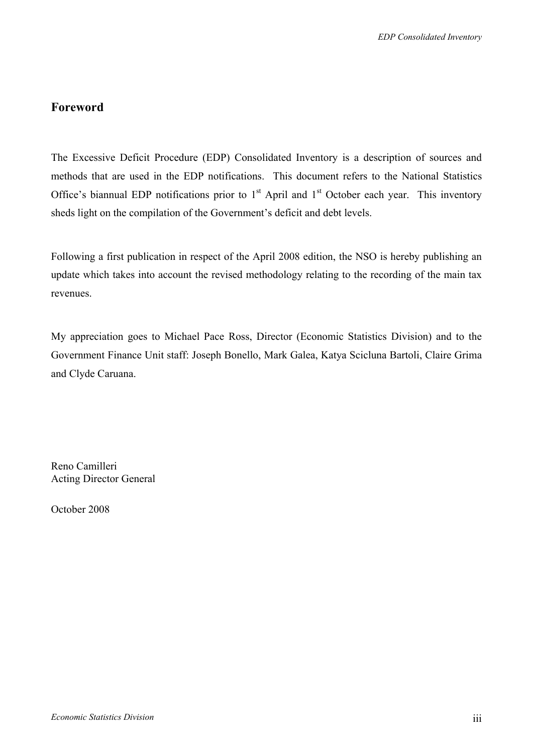## Foreword

The Excessive Deficit Procedure (EDP) Consolidated Inventory is a description of sources and methods that are used in the EDP notifications. This document refers to the National Statistics Office's biannual EDP notifications prior to 1st April and 1st October each year. This inventory sheds light on the compilation of the Government's deficit and debt levels.

Following a first publication in respect of the April 2008 edition, the NSO is hereby publishing an update which takes into account the revised methodology relating to the recording of the main tax revenues.

My appreciation goes to Michael Pace Ross, Director (Economic Statistics Division) and to the Government Finance Unit staff: Joseph Bonello, Mark Galea, Katya Scicluna Bartoli, Claire Grima and Clyde Caruana.

Reno Camilleri
Acting Director General

October 2008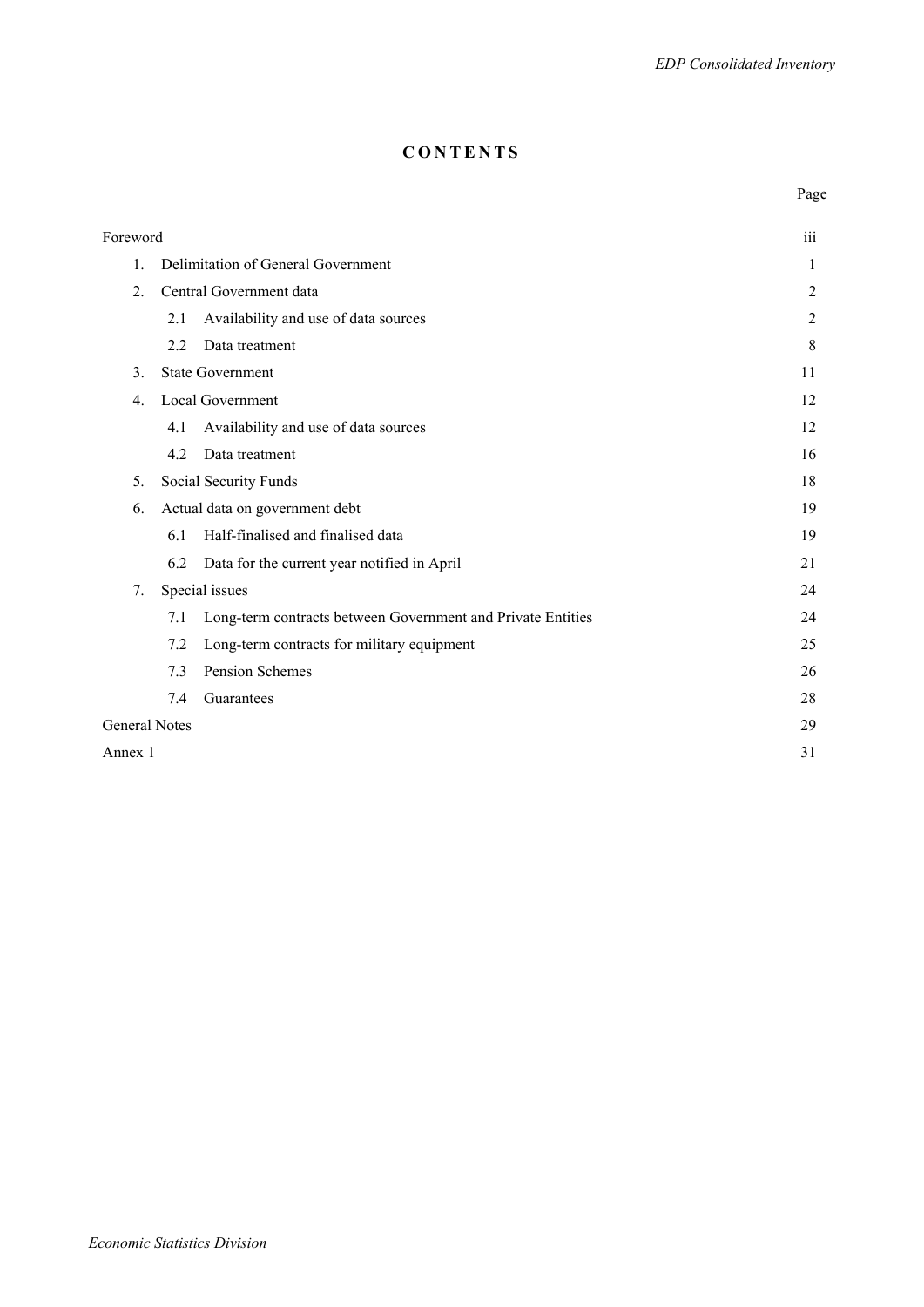# CONTENTS

| | Page |
|---|---|
| Foreword | iii |
| 1. Delimitation of General Government | 1 |
| 2. Central Government data | 2 |
| 2.1 Availability and use of data sources | 2 |
| 2.2 Data treatment | 8 |
| 3. State Government | 11 |
| 4. Local Government | 12 |
| 4.1 Availability and use of data sources | 12 |
| 4.2 Data treatment | 16 |
| 5. Social Security Funds | 18 |
| 6. Actual data on government debt | 19 |
| 6.1 Half-finalised and finalised data | 19 |
| 6.2 Data for the current year notified in April | 21 |
| 7. Special issues | 24 |
| 7.1 Long-term contracts between Government and Private Entities | 24 |
| 7.2 Long-term contracts for military equipment | 25 |
| 7.3 Pension Schemes | 26 |
| 7.4 Guarantees | 28 |
| General Notes | 29 |
| Annex 1 | 31 |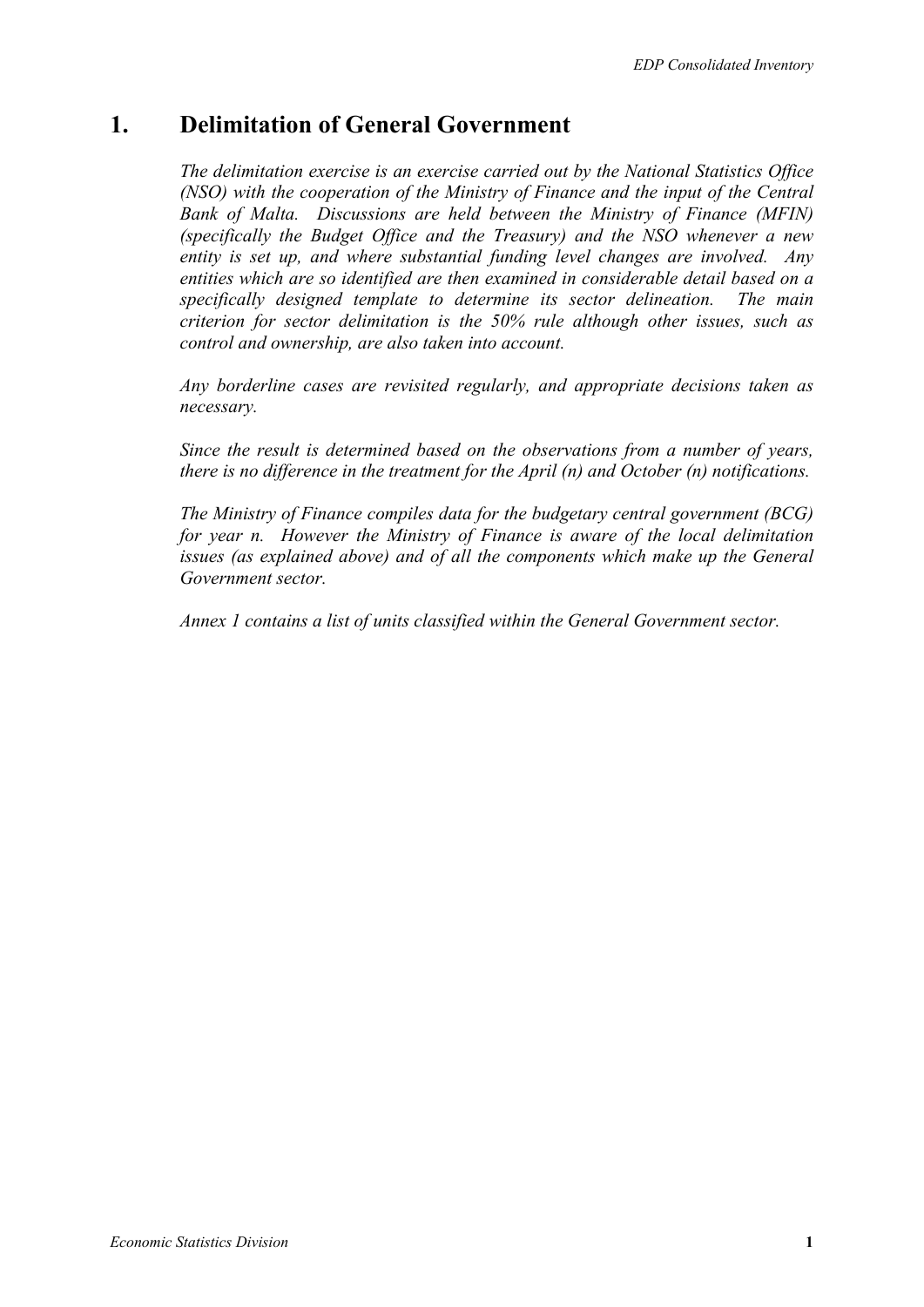# 1. Delimitation of General Government

*The delimitation exercise is an exercise carried out by the National Statistics Office (NSO) with the cooperation of the Ministry of Finance and the input of the Central Bank of Malta. Discussions are held between the Ministry of Finance (MFIN) (specifically the Budget Office and the Treasury) and the NSO whenever a new entity is set up, and where substantial funding level changes are involved. Any entities which are so identified are then examined in considerable detail based on a specifically designed template to determine its sector delineation. The main criterion for sector delimitation is the 50% rule although other issues, such as control and ownership, are also taken into account.*

*Any borderline cases are revisited regularly, and appropriate decisions taken as necessary.*

*Since the result is determined based on the observations from a number of years, there is no difference in the treatment for the April (n) and October (n) notifications.*

*The Ministry of Finance compiles data for the budgetary central government (BCG) for year n. However the Ministry of Finance is aware of the local delimitation issues (as explained above) and of all the components which make up the General Government sector.*

*Annex 1 contains a list of units classified within the General Government sector.*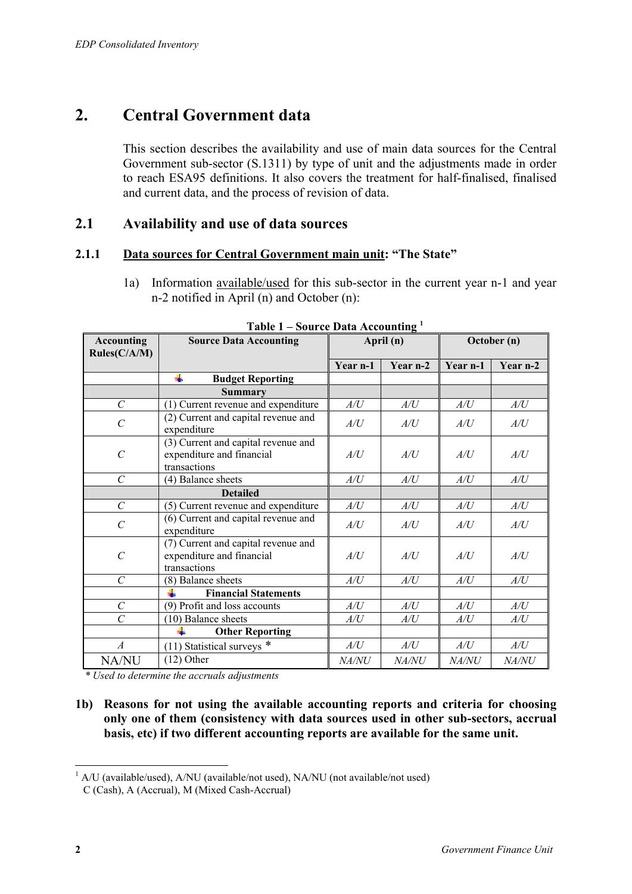# 2. Central Government data

This section describes the availability and use of main data sources for the Central Government sub-sector (S.1311) by type of unit and the adjustments made in order to reach ESA95 definitions. It also covers the treatment for half-finalised, finalised and current data, and the process of revision of data.

## 2.1 Availability and use of data sources

### 2.1.1 Data sources for Central Government main unit: "The State"

1a) Information available/used for this sub-sector in the current year n-1 and year n-2 notified in April (n) and October (n):

**Table 1 – Source Data Accounting [1]**

| Accounting Rules(C/A/M) | Source Data Accounting | April (n) | | October (n) | |
|---|---|---|---|---|---|
| | | Year n-1 | Year n-2 | Year n-1 | Year n-2 |
| | **Budget Reporting** | | | | |
| | **Summary** | | | | |
| *C* | (1) Current revenue and expenditure | *A/U* | *A/U* | *A/U* | *A/U* |
| *C* | (2) Current and capital revenue and expenditure | *A/U* | *A/U* | *A/U* | *A/U* |
| *C* | (3) Current and capital revenue and expenditure and financial transactions | *A/U* | *A/U* | *A/U* | *A/U* |
| *C* | (4) Balance sheets | *A/U* | *A/U* | *A/U* | *A/U* |
| | **Detailed** | | | | |
| *C* | (5) Current revenue and expenditure | *A/U* | *A/U* | *A/U* | *A/U* |
| *C* | (6) Current and capital revenue and expenditure | *A/U* | *A/U* | *A/U* | *A/U* |
| *C* | (7) Current and capital revenue and expenditure and financial transactions | *A/U* | *A/U* | *A/U* | *A/U* |
| *C* | (8) Balance sheets | *A/U* | *A/U* | *A/U* | *A/U* |
| | **Financial Statements** | | | | |
| *C* | (9) Profit and loss accounts | *A/U* | *A/U* | *A/U* | *A/U* |
| *C* | (10) Balance sheets | *A/U* | *A/U* | *A/U* | *A/U* |
| | **Other Reporting** | | | | |
| *A* | (11) Statistical surveys * | *A/U* | *A/U* | *A/U* | *A/U* |
| NA/NU | (12) Other | *NA/NU* | *NA/NU* | *NA/NU* | *NA/NU* |

*\* Used to determine the accruals adjustments*

**1b) Reasons for not using the available accounting reports and criteria for choosing only one of them (consistency with data sources used in other sub-sectors, accrual basis, etc) if two different accounting reports are available for the same unit.**

[1] A/U (available/used), A/NU (available/not used), NA/NU (not available/not used)
C (Cash), A (Accrual), M (Mixed Cash-Accrual)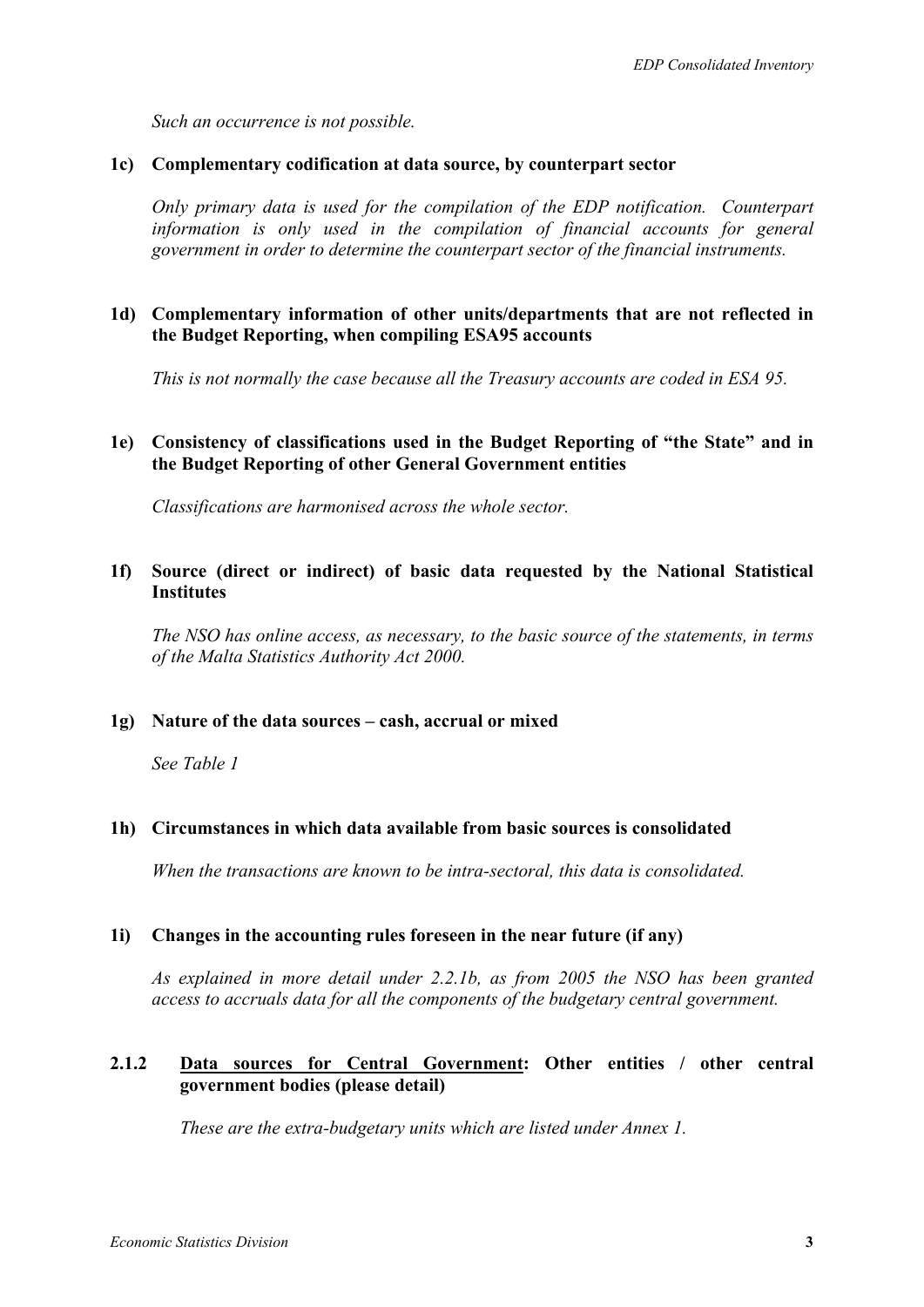*Such an occurrence is not possible.*

**1c) Complementary codification at data source, by counterpart sector**

*Only primary data is used for the compilation of the EDP notification. Counterpart information is only used in the compilation of financial accounts for general government in order to determine the counterpart sector of the financial instruments.*

**1d) Complementary information of other units/departments that are not reflected in the Budget Reporting, when compiling ESA95 accounts**

*This is not normally the case because all the Treasury accounts are coded in ESA 95.*

**1e) Consistency of classifications used in the Budget Reporting of "the State" and in the Budget Reporting of other General Government entities**

*Classifications are harmonised across the whole sector.*

**1f) Source (direct or indirect) of basic data requested by the National Statistical Institutes**

*The NSO has online access, as necessary, to the basic source of the statements, in terms of the Malta Statistics Authority Act 2000.*

**1g) Nature of the data sources – cash, accrual or mixed**

*See Table 1*

**1h) Circumstances in which data available from basic sources is consolidated**

*When the transactions are known to be intra-sectoral, this data is consolidated.*

**1i) Changes in the accounting rules foreseen in the near future (if any)**

*As explained in more detail under 2.2.1b, as from 2005 the NSO has been granted access to accruals data for all the components of the budgetary central government.*

### 2.1.2 <u>Data sources for Central Government</u>: Other entities / other central government bodies (please detail)

*These are the extra-budgetary units which are listed under Annex 1.*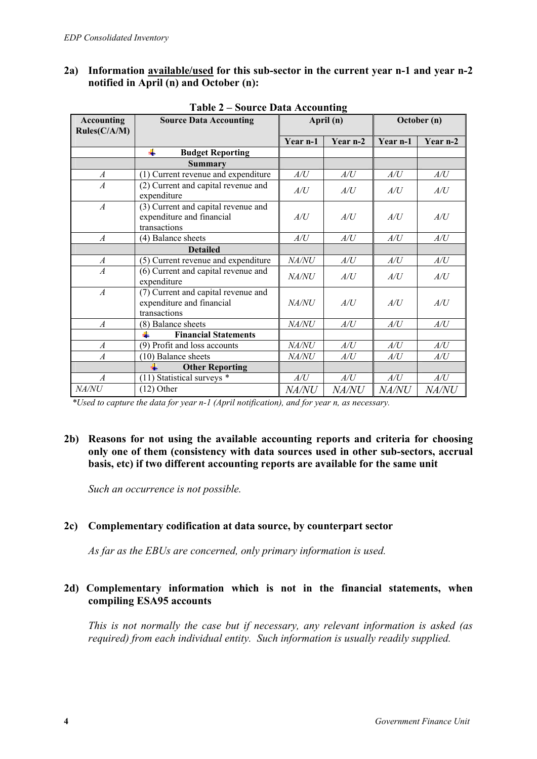**2a) Information available/used for this sub-sector in the current year n-1 and year n-2 notified in April (n) and October (n):**

**Table 2 – Source Data Accounting**

| Accounting Rules(C/A/M) | Source Data Accounting | April (n) | | October (n) | |
|---|---|---|---|---|---|
| | | Year n-1 | Year n-2 | Year n-1 | Year n-2 |
| | **Budget Reporting** | | | | |
| | **Summary** | | | | |
| *A* | (1) Current revenue and expenditure | *A/U* | *A/U* | *A/U* | *A/U* |
| *A* | (2) Current and capital revenue and expenditure | *A/U* | *A/U* | *A/U* | *A/U* |
| *A* | (3) Current and capital revenue and expenditure and financial transactions | *A/U* | *A/U* | *A/U* | *A/U* |
| *A* | (4) Balance sheets | *A/U* | *A/U* | *A/U* | *A/U* |
| | **Detailed** | | | | |
| *A* | (5) Current revenue and expenditure | *NA/NU* | *A/U* | *A/U* | *A/U* |
| *A* | (6) Current and capital revenue and expenditure | *NA/NU* | *A/U* | *A/U* | *A/U* |
| *A* | (7) Current and capital revenue and expenditure and financial transactions | *NA/NU* | *A/U* | *A/U* | *A/U* |
| *A* | (8) Balance sheets | *NA/NU* | *A/U* | *A/U* | *A/U* |
| | **Financial Statements** | | | | |
| *A* | (9) Profit and loss accounts | *NA/NU* | *A/U* | *A/U* | *A/U* |
| *A* | (10) Balance sheets | *NA/NU* | *A/U* | *A/U* | *A/U* |
| | **Other Reporting** | | | | |
| *A* | (11) Statistical surveys * | *A/U* | *A/U* | *A/U* | *A/U* |
| *NA/NU* | (12) Other | *NA/NU* | *NA/NU* | *NA/NU* | *NA/NU* |

*\*Used to capture the data for year n-1 (April notification), and for year n, as necessary.*

**2b) Reasons for not using the available accounting reports and criteria for choosing only one of them (consistency with data sources used in other sub-sectors, accrual basis, etc) if two different accounting reports are available for the same unit**

*Such an occurrence is not possible.*

**2c) Complementary codification at data source, by counterpart sector**

*As far as the EBUs are concerned, only primary information is used.*

**2d) Complementary information which is not in the financial statements, when compiling ESA95 accounts**

*This is not normally the case but if necessary, any relevant information is asked (as required) from each individual entity. Such information is usually readily supplied.*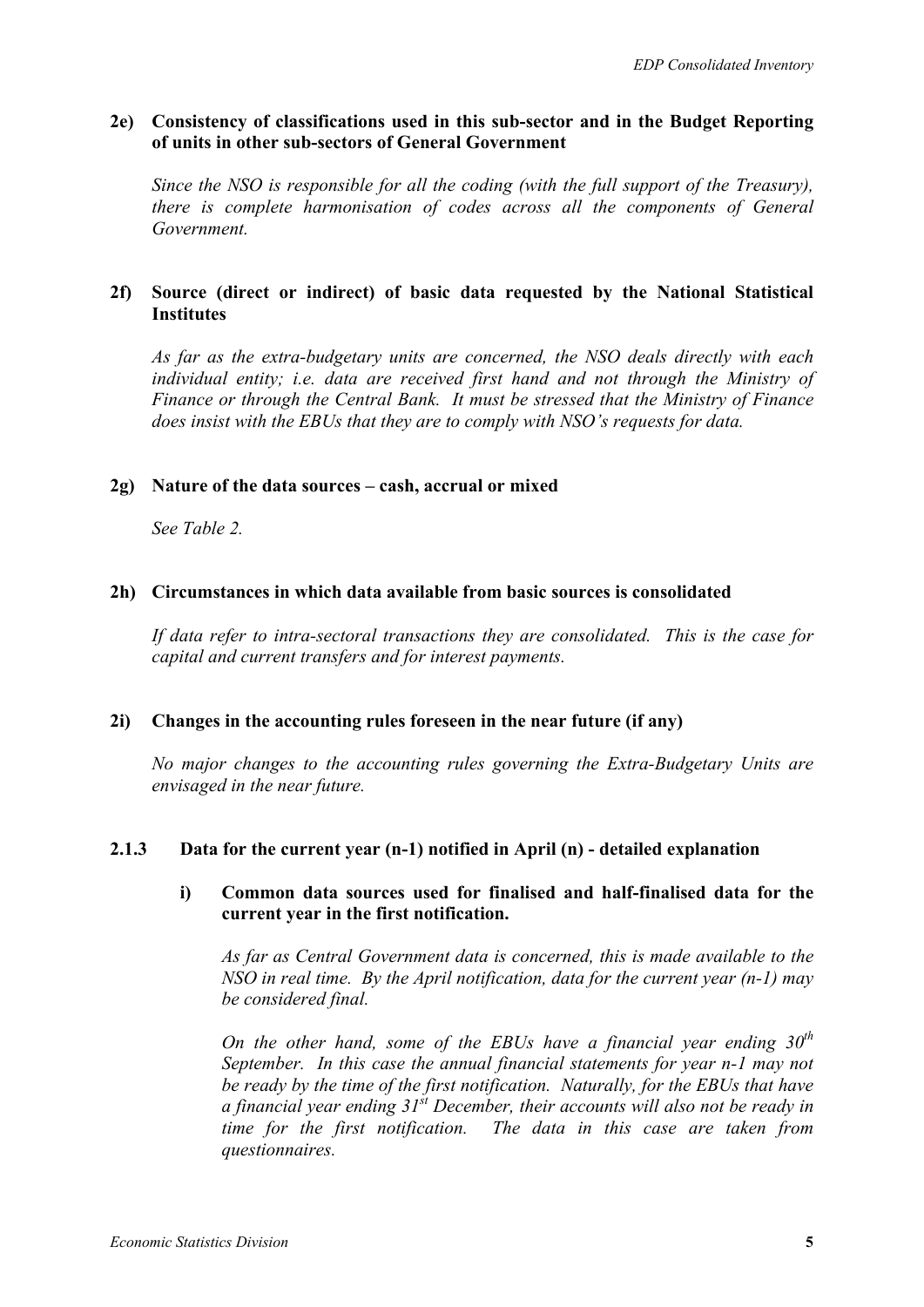**2e) Consistency of classifications used in this sub-sector and in the Budget Reporting of units in other sub-sectors of General Government**

*Since the NSO is responsible for all the coding (with the full support of the Treasury), there is complete harmonisation of codes across all the components of General Government.*

**2f) Source (direct or indirect) of basic data requested by the National Statistical Institutes**

*As far as the extra-budgetary units are concerned, the NSO deals directly with each individual entity; i.e. data are received first hand and not through the Ministry of Finance or through the Central Bank. It must be stressed that the Ministry of Finance does insist with the EBUs that they are to comply with NSO's requests for data.*

**2g) Nature of the data sources – cash, accrual or mixed**

*See Table 2.*

**2h) Circumstances in which data available from basic sources is consolidated**

*If data refer to intra-sectoral transactions they are consolidated. This is the case for capital and current transfers and for interest payments.*

**2i) Changes in the accounting rules foreseen in the near future (if any)**

*No major changes to the accounting rules governing the Extra-Budgetary Units are envisaged in the near future.*

### 2.1.3 Data for the current year (n-1) notified in April (n) - detailed explanation

**i) Common data sources used for finalised and half-finalised data for the current year in the first notification.**

*As far as Central Government data is concerned, this is made available to the NSO in real time. By the April notification, data for the current year (n-1) may be considered final.*

*On the other hand, some of the EBUs have a financial year ending 30th September. In this case the annual financial statements for year n-1 may not be ready by the time of the first notification. Naturally, for the EBUs that have a financial year ending 31st December, their accounts will also not be ready in time for the first notification. The data in this case are taken from questionnaires.*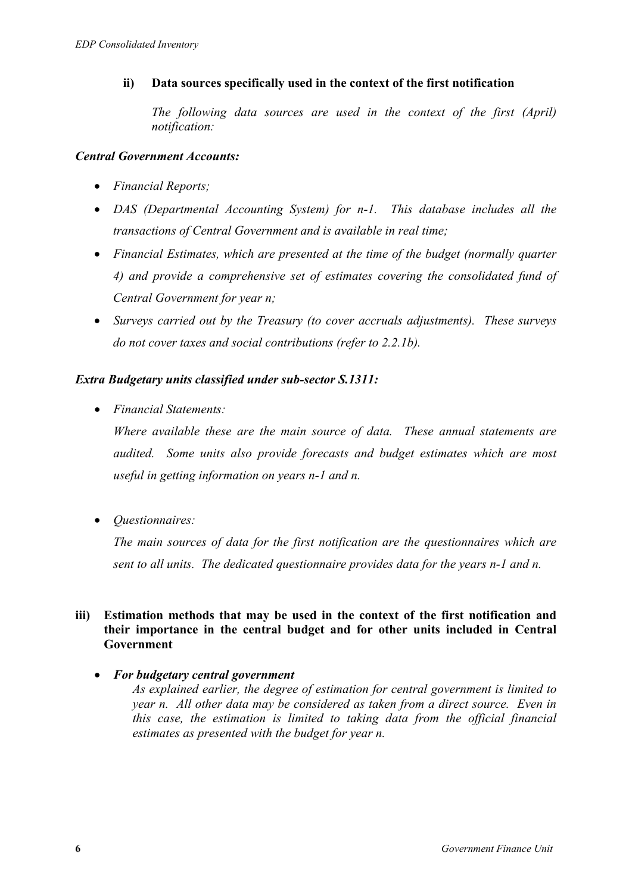### ii) Data sources specifically used in the context of the first notification

*The following data sources are used in the context of the first (April) notification:*

***Central Government Accounts:***

- *Financial Reports;*
- *DAS (Departmental Accounting System) for n-1. This database includes all the transactions of Central Government and is available in real time;*
- *Financial Estimates, which are presented at the time of the budget (normally quarter 4) and provide a comprehensive set of estimates covering the consolidated fund of Central Government for year n;*
- *Surveys carried out by the Treasury (to cover accruals adjustments). These surveys do not cover taxes and social contributions (refer to 2.2.1b).*

***Extra Budgetary units classified under sub-sector S.1311:***

- *Financial Statements:*

  *Where available these are the main source of data. These annual statements are audited. Some units also provide forecasts and budget estimates which are most useful in getting information on years n-1 and n.*

- *Questionnaires:*

  *The main sources of data for the first notification are the questionnaires which are sent to all units. The dedicated questionnaire provides data for the years n-1 and n.*

### iii) Estimation methods that may be used in the context of the first notification and their importance in the central budget and for other units included in Central Government

- ***For budgetary central government***

  *As explained earlier, the degree of estimation for central government is limited to year n. All other data may be considered as taken from a direct source. Even in this case, the estimation is limited to taking data from the official financial estimates as presented with the budget for year n.*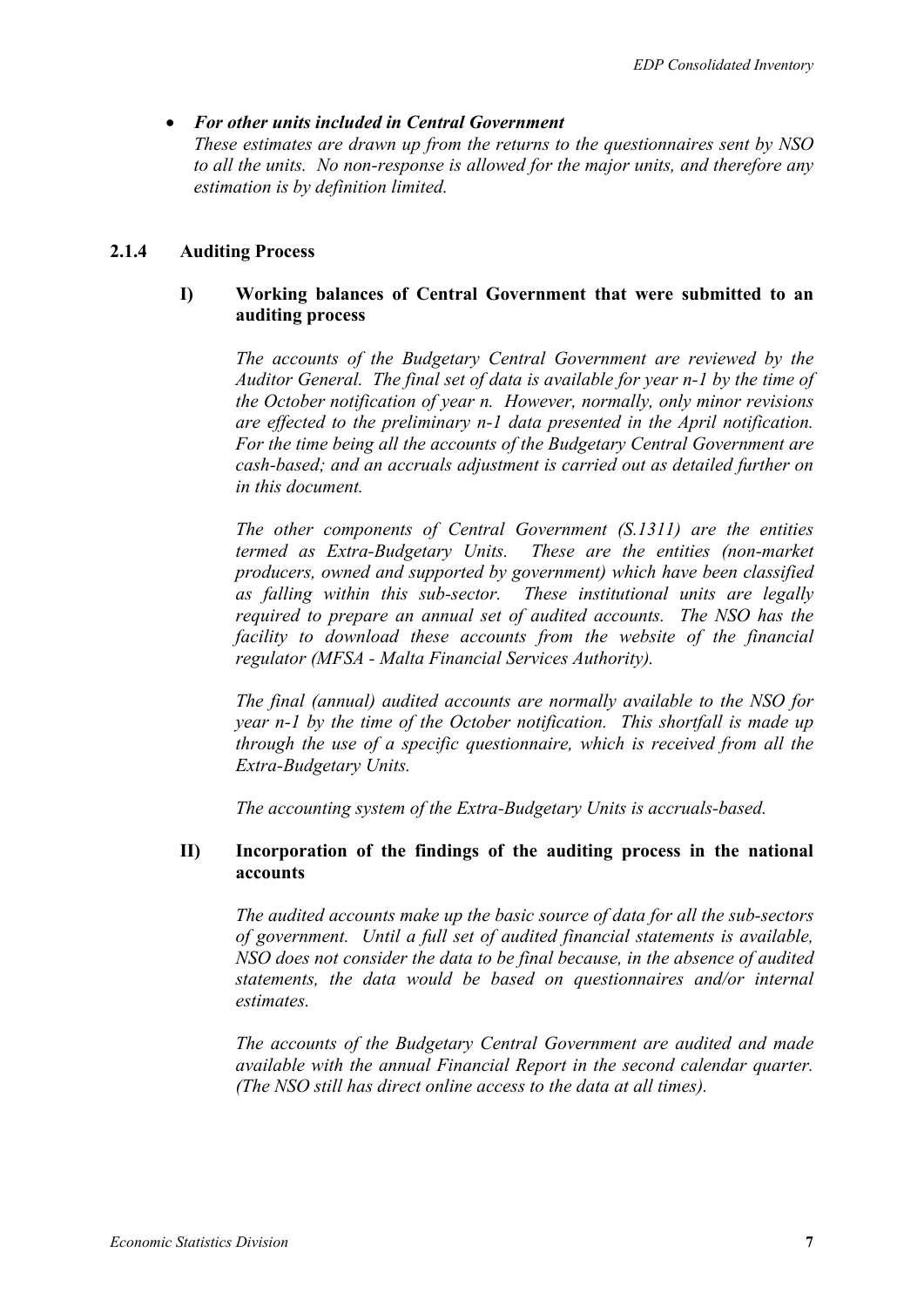- ***For other units included in Central Government***
  *These estimates are drawn up from the returns to the questionnaires sent by NSO to all the units. No non-response is allowed for the major units, and therefore any estimation is by definition limited.*

### 2.1.4 Auditing Process

#### I) Working balances of Central Government that were submitted to an auditing process

*The accounts of the Budgetary Central Government are reviewed by the Auditor General. The final set of data is available for year n-1 by the time of the October notification of year n. However, normally, only minor revisions are effected to the preliminary n-1 data presented in the April notification. For the time being all the accounts of the Budgetary Central Government are cash-based; and an accruals adjustment is carried out as detailed further on in this document.*

*The other components of Central Government (S.1311) are the entities termed as Extra-Budgetary Units. These are the entities (non-market producers, owned and supported by government) which have been classified as falling within this sub-sector. These institutional units are legally required to prepare an annual set of audited accounts. The NSO has the facility to download these accounts from the website of the financial regulator (MFSA - Malta Financial Services Authority).*

*The final (annual) audited accounts are normally available to the NSO for year n-1 by the time of the October notification. This shortfall is made up through the use of a specific questionnaire, which is received from all the Extra-Budgetary Units.*

*The accounting system of the Extra-Budgetary Units is accruals-based.*

#### II) Incorporation of the findings of the auditing process in the national accounts

*The audited accounts make up the basic source of data for all the sub-sectors of government. Until a full set of audited financial statements is available, NSO does not consider the data to be final because, in the absence of audited statements, the data would be based on questionnaires and/or internal estimates.*

*The accounts of the Budgetary Central Government are audited and made available with the annual Financial Report in the second calendar quarter. (The NSO still has direct online access to the data at all times).*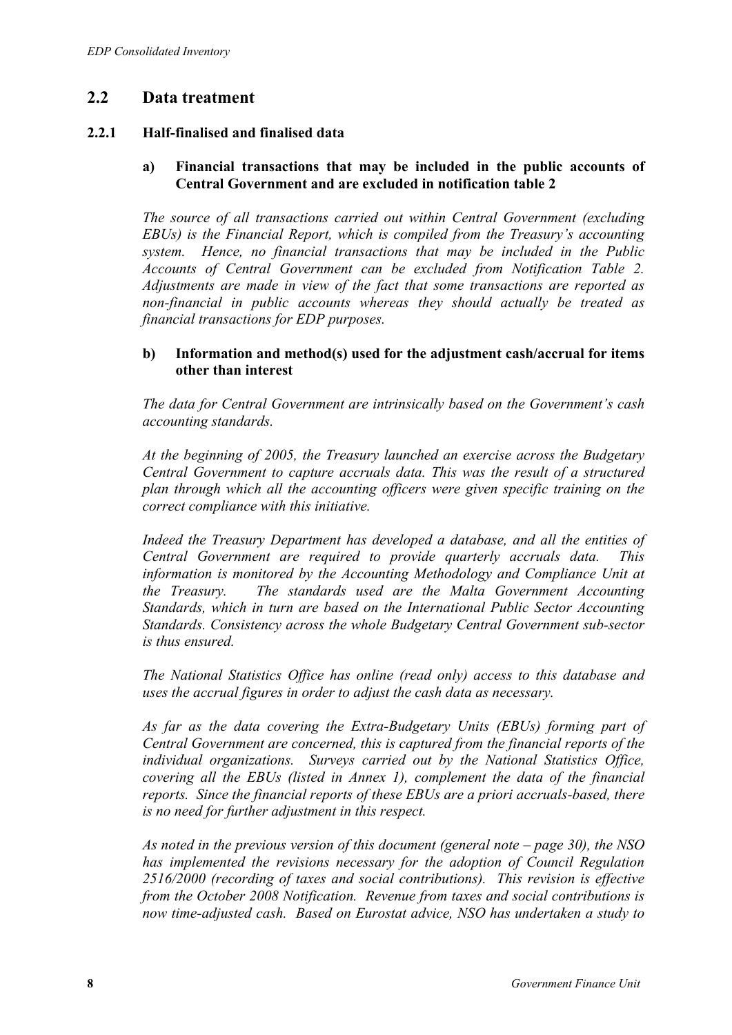## 2.2 Data treatment

### 2.2.1 Half-finalised and finalised data

#### a) Financial transactions that may be included in the public accounts of Central Government and are excluded in notification table 2

*The source of all transactions carried out within Central Government (excluding EBUs) is the Financial Report, which is compiled from the Treasury's accounting system. Hence, no financial transactions that may be included in the Public Accounts of Central Government can be excluded from Notification Table 2. Adjustments are made in view of the fact that some transactions are reported as non-financial in public accounts whereas they should actually be treated as financial transactions for EDP purposes.*

#### b) Information and method(s) used for the adjustment cash/accrual for items other than interest

*The data for Central Government are intrinsically based on the Government's cash accounting standards.*

*At the beginning of 2005, the Treasury launched an exercise across the Budgetary Central Government to capture accruals data. This was the result of a structured plan through which all the accounting officers were given specific training on the correct compliance with this initiative.*

*Indeed the Treasury Department has developed a database, and all the entities of Central Government are required to provide quarterly accruals data. This information is monitored by the Accounting Methodology and Compliance Unit at the Treasury. The standards used are the Malta Government Accounting Standards, which in turn are based on the International Public Sector Accounting Standards. Consistency across the whole Budgetary Central Government sub-sector is thus ensured.*

*The National Statistics Office has online (read only) access to this database and uses the accrual figures in order to adjust the cash data as necessary.*

*As far as the data covering the Extra-Budgetary Units (EBUs) forming part of Central Government are concerned, this is captured from the financial reports of the individual organizations. Surveys carried out by the National Statistics Office, covering all the EBUs (listed in Annex 1), complement the data of the financial reports. Since the financial reports of these EBUs are a priori accruals-based, there is no need for further adjustment in this respect.*

*As noted in the previous version of this document (general note – page 30), the NSO has implemented the revisions necessary for the adoption of Council Regulation 2516/2000 (recording of taxes and social contributions). This revision is effective from the October 2008 Notification. Revenue from taxes and social contributions is now time-adjusted cash. Based on Eurostat advice, NSO has undertaken a study to*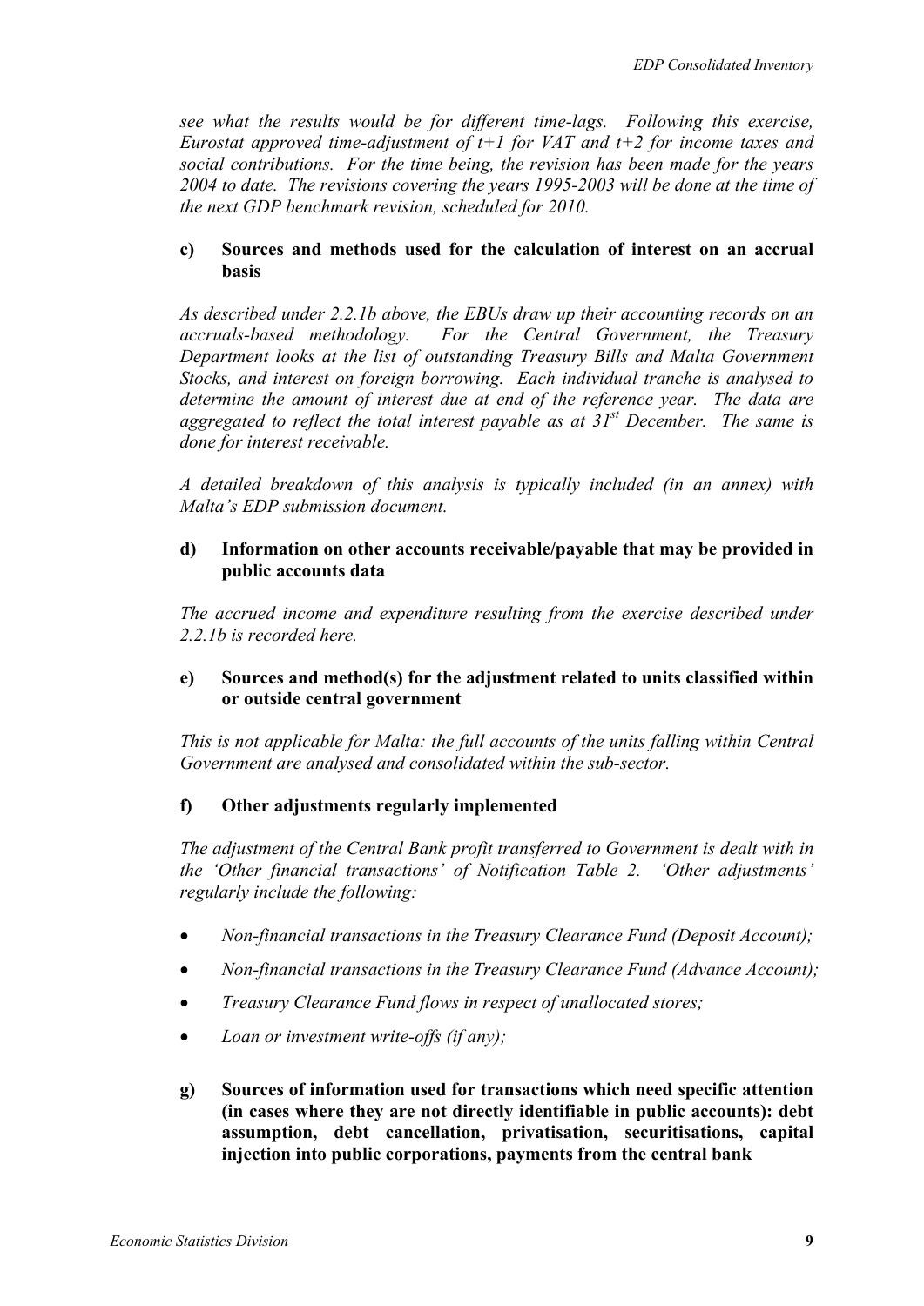*see what the results would be for different time-lags. Following this exercise, Eurostat approved time-adjustment of t+1 for VAT and t+2 for income taxes and social contributions. For the time being, the revision has been made for the years 2004 to date. The revisions covering the years 1995-2003 will be done at the time of the next GDP benchmark revision, scheduled for 2010.*

**c) Sources and methods used for the calculation of interest on an accrual basis**

*As described under 2.2.1b above, the EBUs draw up their accounting records on an accruals-based methodology. For the Central Government, the Treasury Department looks at the list of outstanding Treasury Bills and Malta Government Stocks, and interest on foreign borrowing. Each individual tranche is analysed to determine the amount of interest due at end of the reference year. The data are aggregated to reflect the total interest payable as at 31st December. The same is done for interest receivable.*

*A detailed breakdown of this analysis is typically included (in an annex) with Malta's EDP submission document.*

**d) Information on other accounts receivable/payable that may be provided in public accounts data**

*The accrued income and expenditure resulting from the exercise described under 2.2.1b is recorded here.*

**e) Sources and method(s) for the adjustment related to units classified within or outside central government**

*This is not applicable for Malta: the full accounts of the units falling within Central Government are analysed and consolidated within the sub-sector.*

**f) Other adjustments regularly implemented**

*The adjustment of the Central Bank profit transferred to Government is dealt with in the 'Other financial transactions' of Notification Table 2. 'Other adjustments' regularly include the following:*

- *Non-financial transactions in the Treasury Clearance Fund (Deposit Account);*
- *Non-financial transactions in the Treasury Clearance Fund (Advance Account);*
- *Treasury Clearance Fund flows in respect of unallocated stores;*
- *Loan or investment write-offs (if any);*

**g) Sources of information used for transactions which need specific attention (in cases where they are not directly identifiable in public accounts): debt assumption, debt cancellation, privatisation, securitisations, capital injection into public corporations, payments from the central bank**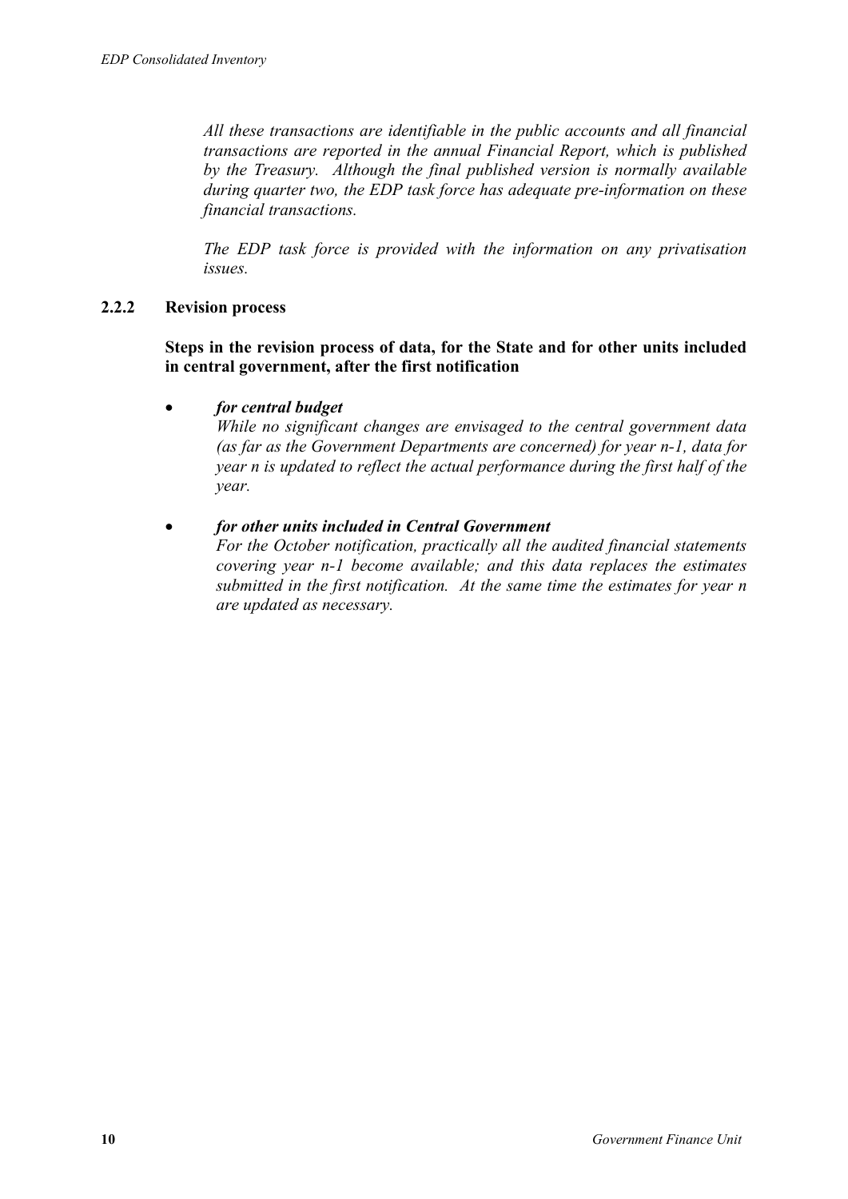*All these transactions are identifiable in the public accounts and all financial transactions are reported in the annual Financial Report, which is published by the Treasury. Although the final published version is normally available during quarter two, the EDP task force has adequate pre-information on these financial transactions.*

*The EDP task force is provided with the information on any privatisation issues.*

### 2.2.2 Revision process

**Steps in the revision process of data, for the State and for other units included in central government, after the first notification**

- ***for central budget***
  *While no significant changes are envisaged to the central government data (as far as the Government Departments are concerned) for year n-1, data for year n is updated to reflect the actual performance during the first half of the year.*

- ***for other units included in Central Government***
  *For the October notification, practically all the audited financial statements covering year n-1 become available; and this data replaces the estimates submitted in the first notification. At the same time the estimates for year n are updated as necessary.*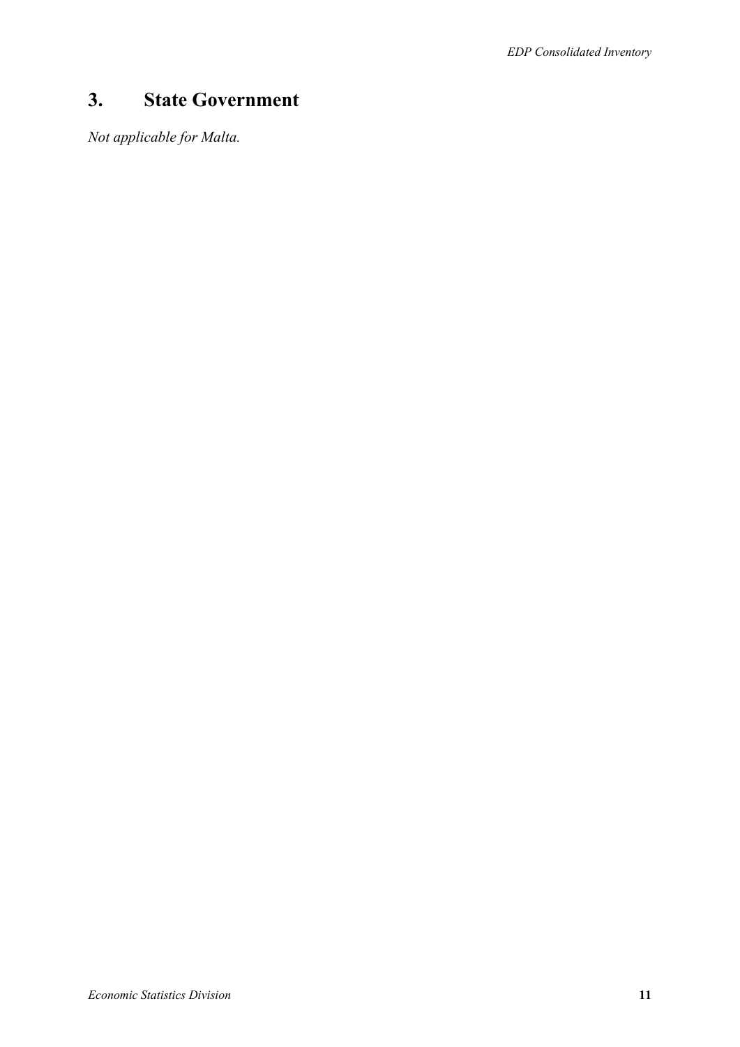# 3. State Government

*Not applicable for Malta.*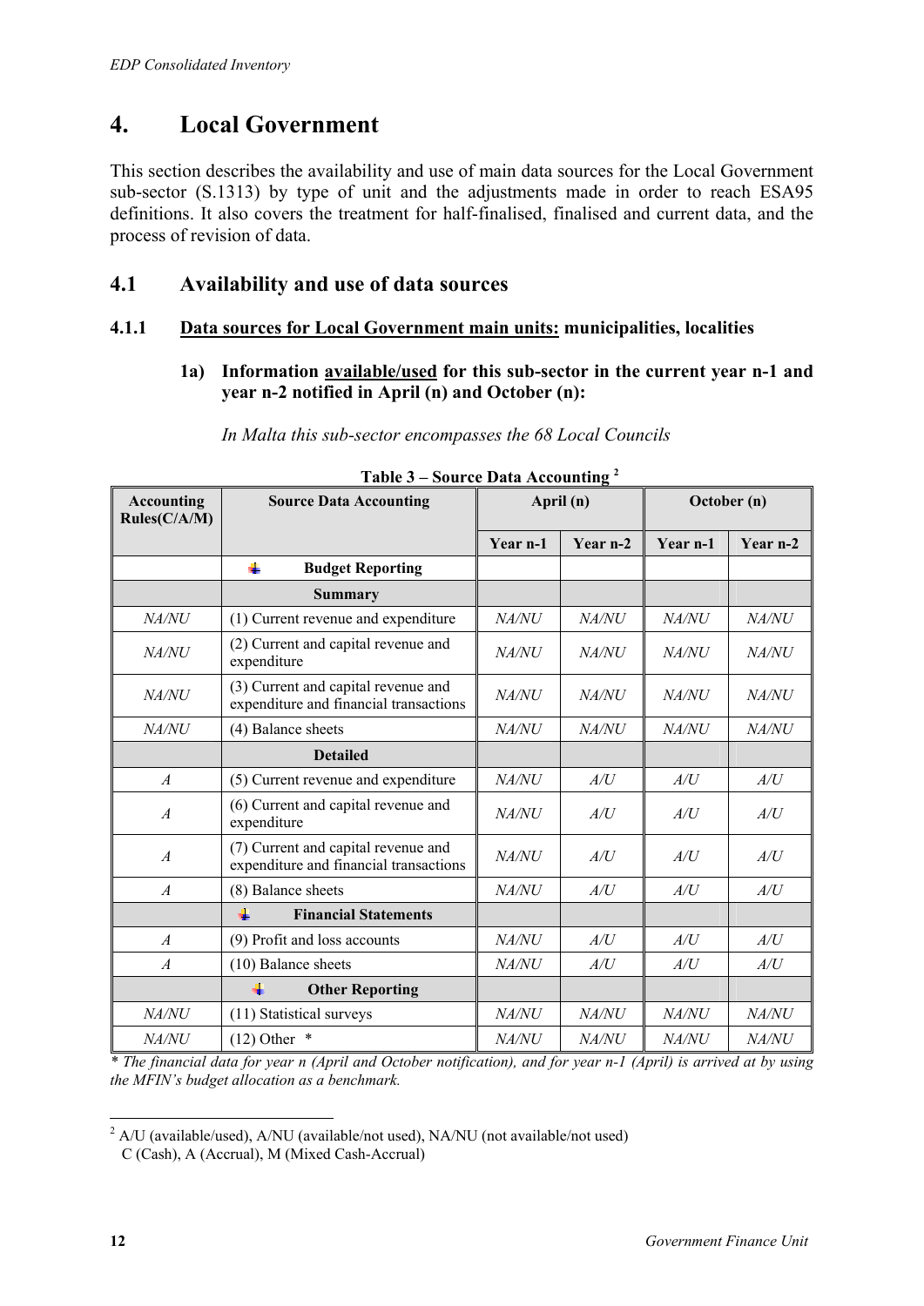# 4. Local Government

This section describes the availability and use of main data sources for the Local Government sub-sector (S.1313) by type of unit and the adjustments made in order to reach ESA95 definitions. It also covers the treatment for half-finalised, finalised and current data, and the process of revision of data.

## 4.1 Availability and use of data sources

### 4.1.1 Data sources for Local Government main units: municipalities, localities

#### 1a) Information available/used for this sub-sector in the current year n-1 and year n-2 notified in April (n) and October (n):

*In Malta this sub-sector encompasses the 68 Local Councils*

**Table 3 – Source Data Accounting [2]**

| Accounting Rules(C/A/M) | Source Data Accounting | April (n) | | October (n) | |
|---|---|---|---|---|---|
| | | Year n-1 | Year n-2 | Year n-1 | Year n-2 |
| | **Budget Reporting** | | | | |
| | **Summary** | | | | |
| *NA/NU* | (1) Current revenue and expenditure | *NA/NU* | *NA/NU* | *NA/NU* | *NA/NU* |
| *NA/NU* | (2) Current and capital revenue and expenditure | *NA/NU* | *NA/NU* | *NA/NU* | *NA/NU* |
| *NA/NU* | (3) Current and capital revenue and expenditure and financial transactions | *NA/NU* | *NA/NU* | *NA/NU* | *NA/NU* |
| *NA/NU* | (4) Balance sheets | *NA/NU* | *NA/NU* | *NA/NU* | *NA/NU* |
| | **Detailed** | | | | |
| *A* | (5) Current revenue and expenditure | *NA/NU* | *A/U* | *A/U* | *A/U* |
| *A* | (6) Current and capital revenue and expenditure | *NA/NU* | *A/U* | *A/U* | *A/U* |
| *A* | (7) Current and capital revenue and expenditure and financial transactions | *NA/NU* | *A/U* | *A/U* | *A/U* |
| *A* | (8) Balance sheets | *NA/NU* | *A/U* | *A/U* | *A/U* |
| | **Financial Statements** | | | | |
| *A* | (9) Profit and loss accounts | *NA/NU* | *A/U* | *A/U* | *A/U* |
| *A* | (10) Balance sheets | *NA/NU* | *A/U* | *A/U* | *A/U* |
| | **Other Reporting** | | | | |
| *NA/NU* | (11) Statistical surveys | *NA/NU* | *NA/NU* | *NA/NU* | *NA/NU* |
| *NA/NU* | (12) Other * | *NA/NU* | *NA/NU* | *NA/NU* | *NA/NU* |

*\* The financial data for year n (April and October notification), and for year n-1 (April) is arrived at by using the MFIN's budget allocation as a benchmark.*

[2] A/U (available/used), A/NU (available/not used), NA/NU (not available/not used)
C (Cash), A (Accrual), M (Mixed Cash-Accrual)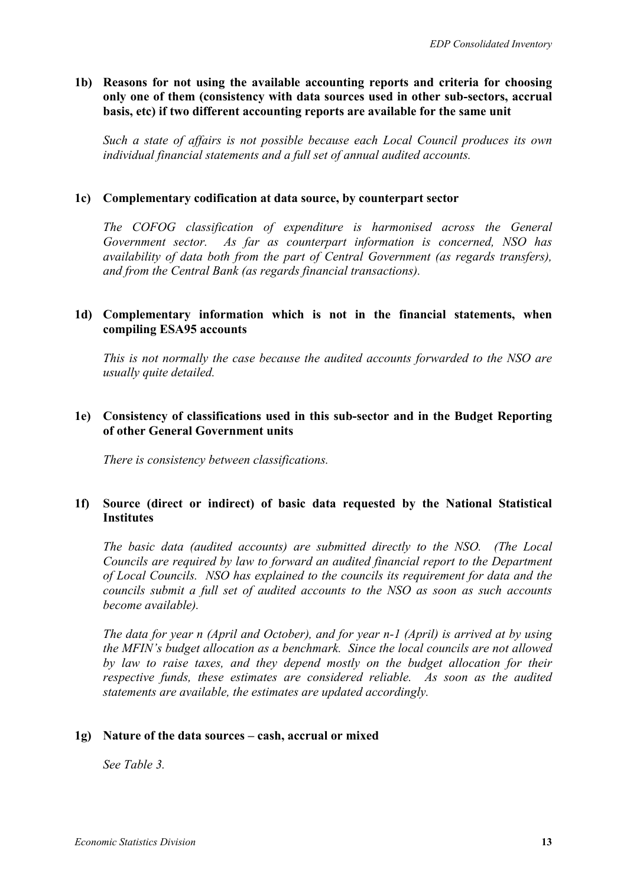**1b) Reasons for not using the available accounting reports and criteria for choosing only one of them (consistency with data sources used in other sub-sectors, accrual basis, etc) if two different accounting reports are available for the same unit**

*Such a state of affairs is not possible because each Local Council produces its own individual financial statements and a full set of annual audited accounts.*

**1c) Complementary codification at data source, by counterpart sector**

*The COFOG classification of expenditure is harmonised across the General Government sector. As far as counterpart information is concerned, NSO has availability of data both from the part of Central Government (as regards transfers), and from the Central Bank (as regards financial transactions).*

**1d) Complementary information which is not in the financial statements, when compiling ESA95 accounts**

*This is not normally the case because the audited accounts forwarded to the NSO are usually quite detailed.*

**1e) Consistency of classifications used in this sub-sector and in the Budget Reporting of other General Government units**

*There is consistency between classifications.*

**1f) Source (direct or indirect) of basic data requested by the National Statistical Institutes**

*The basic data (audited accounts) are submitted directly to the NSO. (The Local Councils are required by law to forward an audited financial report to the Department of Local Councils. NSO has explained to the councils its requirement for data and the councils submit a full set of audited accounts to the NSO as soon as such accounts become available).*

*The data for year n (April and October), and for year n-1 (April) is arrived at by using the MFIN's budget allocation as a benchmark. Since the local councils are not allowed by law to raise taxes, and they depend mostly on the budget allocation for their respective funds, these estimates are considered reliable. As soon as the audited statements are available, the estimates are updated accordingly.*

**1g) Nature of the data sources – cash, accrual or mixed**

*See Table 3.*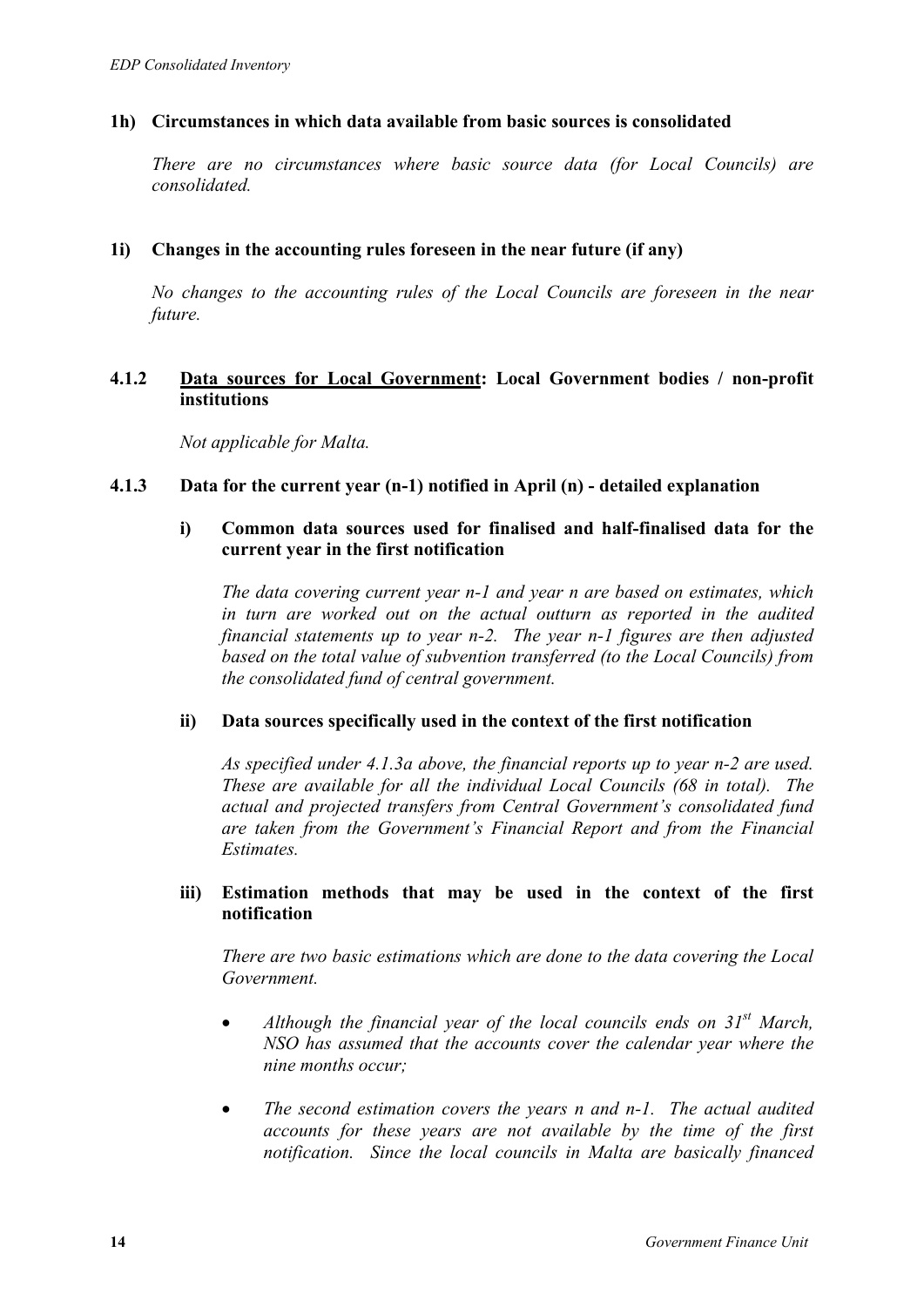#### 1h) Circumstances in which data available from basic sources is consolidated

*There are no circumstances where basic source data (for Local Councils) are consolidated.*

#### 1i) Changes in the accounting rules foreseen in the near future (if any)

*No changes to the accounting rules of the Local Councils are foreseen in the near future.*

### 4.1.2 Data sources for Local Government: Local Government bodies / non-profit institutions

*Not applicable for Malta.*

### 4.1.3 Data for the current year (n-1) notified in April (n) - detailed explanation

#### i) Common data sources used for finalised and half-finalised data for the current year in the first notification

*The data covering current year n-1 and year n are based on estimates, which in turn are worked out on the actual outturn as reported in the audited financial statements up to year n-2. The year n-1 figures are then adjusted based on the total value of subvention transferred (to the Local Councils) from the consolidated fund of central government.*

#### ii) Data sources specifically used in the context of the first notification

*As specified under 4.1.3a above, the financial reports up to year n-2 are used. These are available for all the individual Local Councils (68 in total). The actual and projected transfers from Central Government's consolidated fund are taken from the Government's Financial Report and from the Financial Estimates.*

#### iii) Estimation methods that may be used in the context of the first notification

*There are two basic estimations which are done to the data covering the Local Government.*

- *Although the financial year of the local councils ends on 31st March, NSO has assumed that the accounts cover the calendar year where the nine months occur;*

- *The second estimation covers the years n and n-1. The actual audited accounts for these years are not available by the time of the first notification. Since the local councils in Malta are basically financed*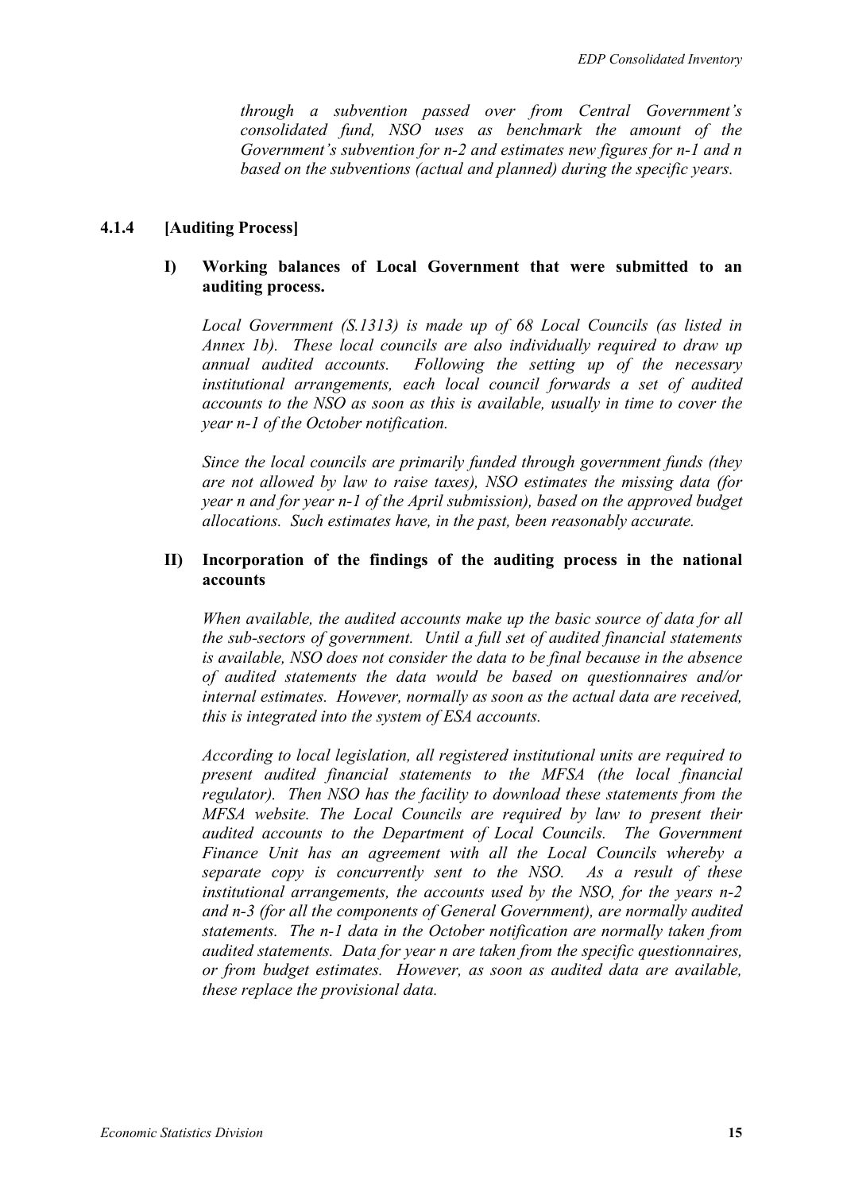*through a subvention passed over from Central Government's consolidated fund, NSO uses as benchmark the amount of the Government's subvention for n-2 and estimates new figures for n-1 and n based on the subventions (actual and planned) during the specific years.*

### 4.1.4 [Auditing Process]

**I) Working balances of Local Government that were submitted to an auditing process.**

*Local Government (S.1313) is made up of 68 Local Councils (as listed in Annex 1b). These local councils are also individually required to draw up annual audited accounts. Following the setting up of the necessary institutional arrangements, each local council forwards a set of audited accounts to the NSO as soon as this is available, usually in time to cover the year n-1 of the October notification.*

*Since the local councils are primarily funded through government funds (they are not allowed by law to raise taxes), NSO estimates the missing data (for year n and for year n-1 of the April submission), based on the approved budget allocations. Such estimates have, in the past, been reasonably accurate.*

**II) Incorporation of the findings of the auditing process in the national accounts**

*When available, the audited accounts make up the basic source of data for all the sub-sectors of government. Until a full set of audited financial statements is available, NSO does not consider the data to be final because in the absence of audited statements the data would be based on questionnaires and/or internal estimates. However, normally as soon as the actual data are received, this is integrated into the system of ESA accounts.*

*According to local legislation, all registered institutional units are required to present audited financial statements to the MFSA (the local financial regulator). Then NSO has the facility to download these statements from the MFSA website. The Local Councils are required by law to present their audited accounts to the Department of Local Councils. The Government Finance Unit has an agreement with all the Local Councils whereby a separate copy is concurrently sent to the NSO. As a result of these institutional arrangements, the accounts used by the NSO, for the years n-2 and n-3 (for all the components of General Government), are normally audited statements. The n-1 data in the October notification are normally taken from audited statements. Data for year n are taken from the specific questionnaires, or from budget estimates. However, as soon as audited data are available, these replace the provisional data.*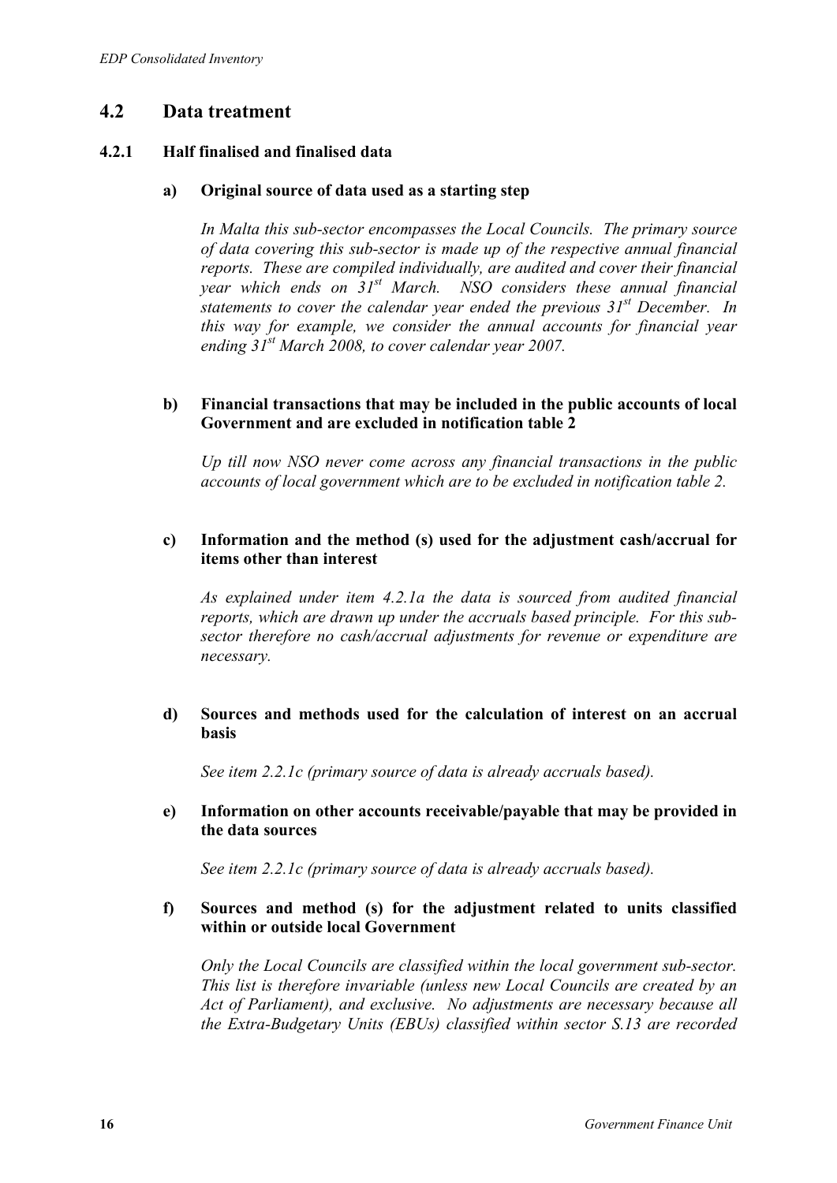## 4.2 Data treatment

### 4.2.1 Half finalised and finalised data

**a) Original source of data used as a starting step**

*In Malta this sub-sector encompasses the Local Councils. The primary source of data covering this sub-sector is made up of the respective annual financial reports. These are compiled individually, are audited and cover their financial year which ends on 31st March. NSO considers these annual financial statements to cover the calendar year ended the previous 31st December. In this way for example, we consider the annual accounts for financial year ending 31st March 2008, to cover calendar year 2007.*

**b) Financial transactions that may be included in the public accounts of local Government and are excluded in notification table 2**

*Up till now NSO never come across any financial transactions in the public accounts of local government which are to be excluded in notification table 2.*

**c) Information and the method (s) used for the adjustment cash/accrual for items other than interest**

*As explained under item 4.2.1a the data is sourced from audited financial reports, which are drawn up under the accruals based principle. For this sub-sector therefore no cash/accrual adjustments for revenue or expenditure are necessary.*

**d) Sources and methods used for the calculation of interest on an accrual basis**

*See item 2.2.1c (primary source of data is already accruals based).*

**e) Information on other accounts receivable/payable that may be provided in the data sources**

*See item 2.2.1c (primary source of data is already accruals based).*

**f) Sources and method (s) for the adjustment related to units classified within or outside local Government**

*Only the Local Councils are classified within the local government sub-sector. This list is therefore invariable (unless new Local Councils are created by an Act of Parliament), and exclusive. No adjustments are necessary because all the Extra-Budgetary Units (EBUs) classified within sector S.13 are recorded*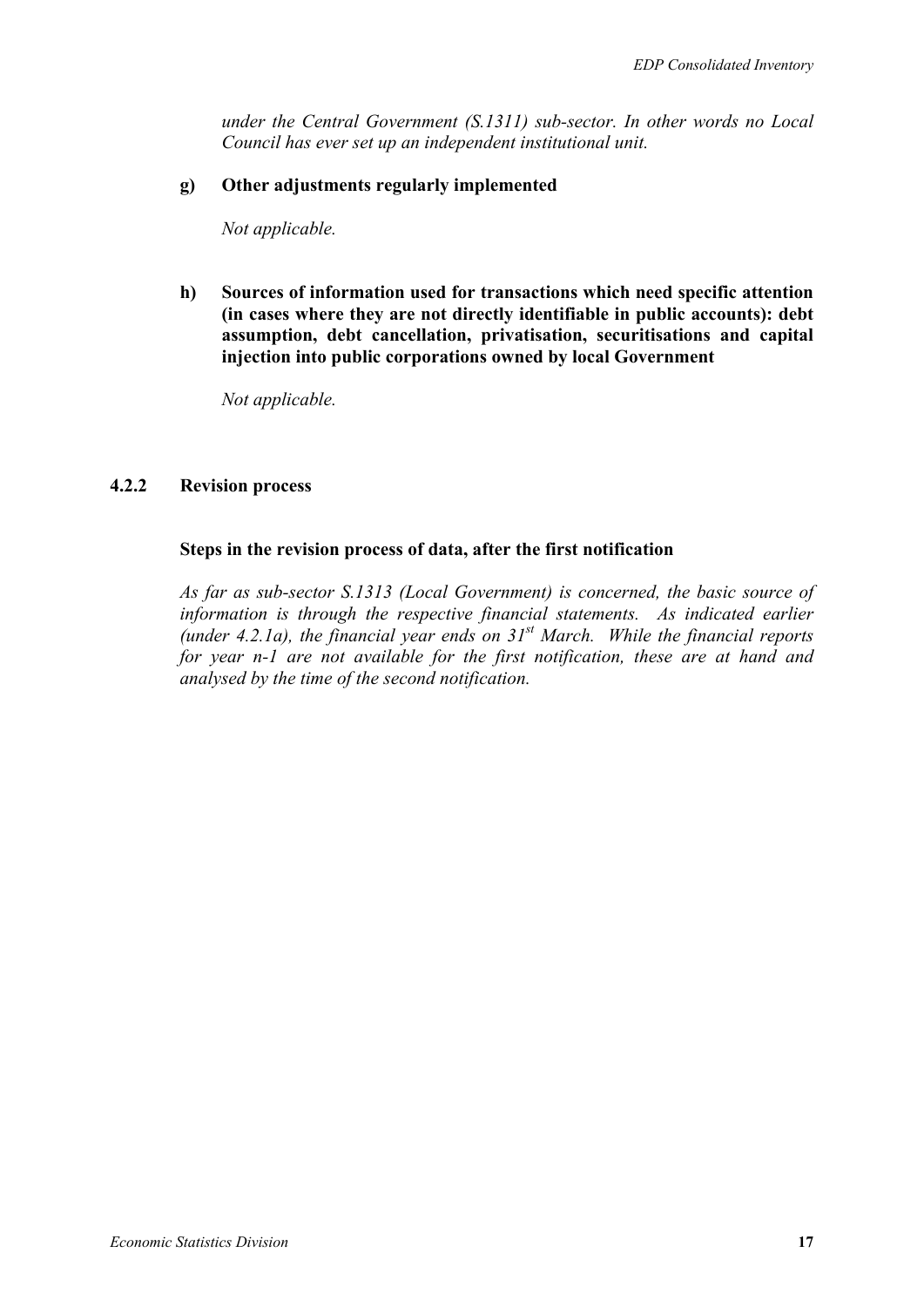*under the Central Government (S.1311) sub-sector. In other words no Local Council has ever set up an independent institutional unit.*

**g) Other adjustments regularly implemented**

*Not applicable.*

**h) Sources of information used for transactions which need specific attention (in cases where they are not directly identifiable in public accounts): debt assumption, debt cancellation, privatisation, securitisations and capital injection into public corporations owned by local Government**

*Not applicable.*

### 4.2.2 Revision process

**Steps in the revision process of data, after the first notification**

*As far as sub-sector S.1313 (Local Government) is concerned, the basic source of information is through the respective financial statements. As indicated earlier (under 4.2.1a), the financial year ends on 31st March. While the financial reports for year n-1 are not available for the first notification, these are at hand and analysed by the time of the second notification.*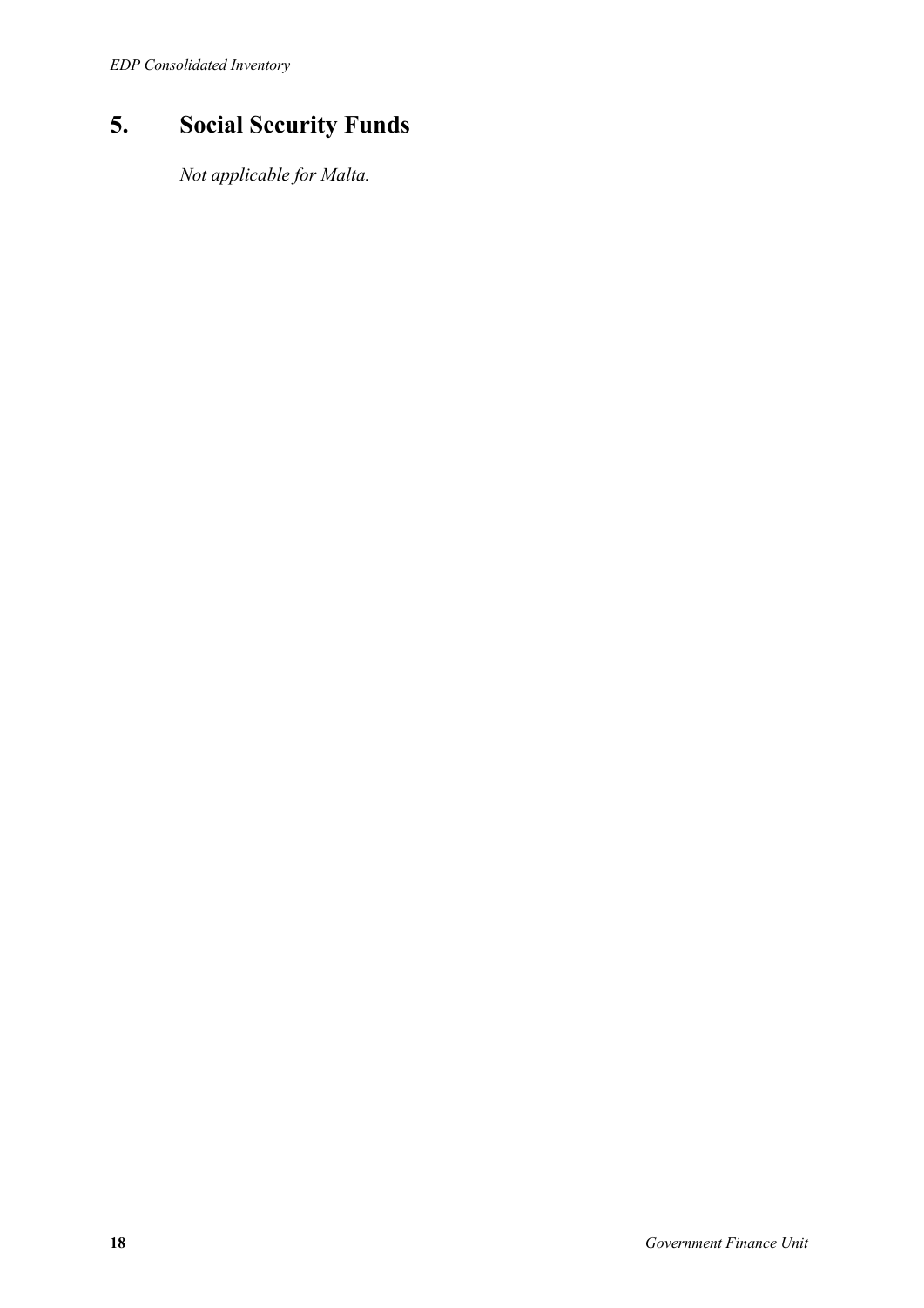# 5. Social Security Funds

*Not applicable for Malta.*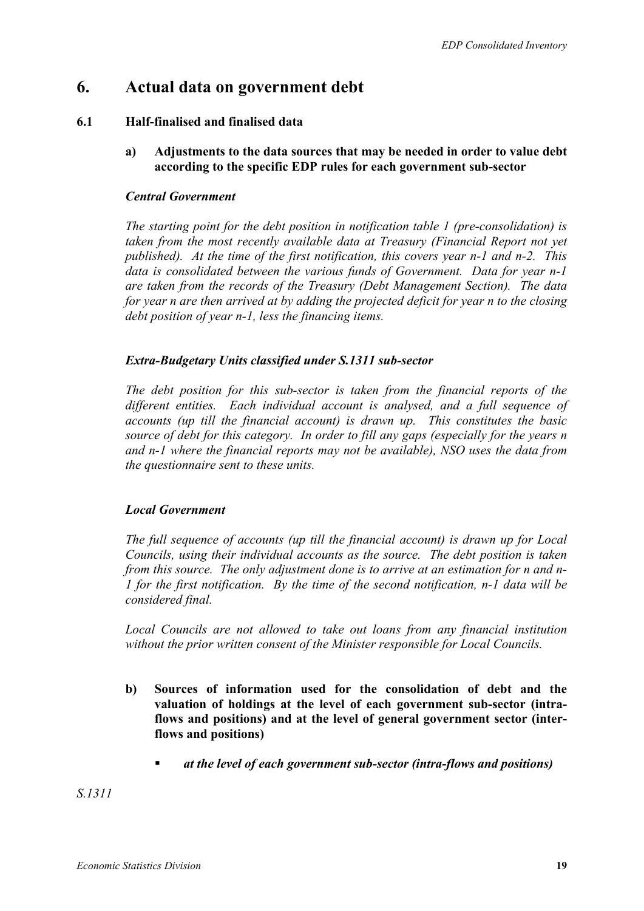# 6. Actual data on government debt

## 6.1 Half-finalised and finalised data

### a) Adjustments to the data sources that may be needed in order to value debt according to the specific EDP rules for each government sub-sector

***Central Government***

*The starting point for the debt position in notification table 1 (pre-consolidation) is taken from the most recently available data at Treasury (Financial Report not yet published). At the time of the first notification, this covers year n-1 and n-2. This data is consolidated between the various funds of Government. Data for year n-1 are taken from the records of the Treasury (Debt Management Section). The data for year n are then arrived at by adding the projected deficit for year n to the closing debt position of year n-1, less the financing items.*

***Extra-Budgetary Units classified under S.1311 sub-sector***

*The debt position for this sub-sector is taken from the financial reports of the different entities. Each individual account is analysed, and a full sequence of accounts (up till the financial account) is drawn up. This constitutes the basic source of debt for this category. In order to fill any gaps (especially for the years n and n-1 where the financial reports may not be available), NSO uses the data from the questionnaire sent to these units.*

***Local Government***

*The full sequence of accounts (up till the financial account) is drawn up for Local Councils, using their individual accounts as the source. The debt position is taken from this source. The only adjustment done is to arrive at an estimation for n and n-1 for the first notification. By the time of the second notification, n-1 data will be considered final.*

*Local Councils are not allowed to take out loans from any financial institution without the prior written consent of the Minister responsible for Local Councils.*

### b) Sources of information used for the consolidation of debt and the valuation of holdings at the level of each government sub-sector (intra-flows and positions) and at the level of general government sector (inter-flows and positions)

- ***at the level of each government sub-sector (intra-flows and positions)***

*S.1311*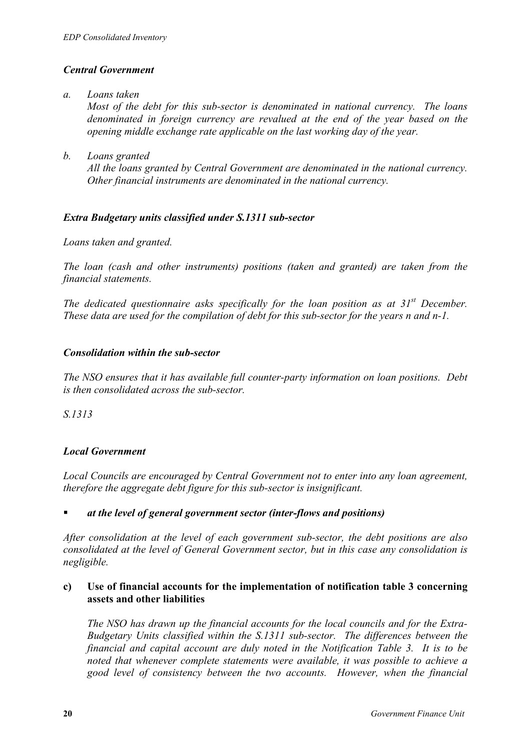### *Central Government*

*a. Loans taken*

*Most of the debt for this sub-sector is denominated in national currency. The loans denominated in foreign currency are revalued at the end of the year based on the opening middle exchange rate applicable on the last working day of the year.*

*b. Loans granted*

*All the loans granted by Central Government are denominated in the national currency. Other financial instruments are denominated in the national currency.*

### *Extra Budgetary units classified under S.1311 sub-sector*

*Loans taken and granted.*

*The loan (cash and other instruments) positions (taken and granted) are taken from the financial statements.*

*The dedicated questionnaire asks specifically for the loan position as at 31st December. These data are used for the compilation of debt for this sub-sector for the years n and n-1.*

### *Consolidation within the sub-sector*

*The NSO ensures that it has available full counter-party information on loan positions. Debt is then consolidated across the sub-sector.*

*S.1313*

### *Local Government*

*Local Councils are encouraged by Central Government not to enter into any loan agreement, therefore the aggregate debt figure for this sub-sector is insignificant.*

- ***at the level of general government sector (inter-flows and positions)***

*After consolidation at the level of each government sub-sector, the debt positions are also consolidated at the level of General Government sector, but in this case any consolidation is negligible.*

**c) Use of financial accounts for the implementation of notification table 3 concerning assets and other liabilities**

*The NSO has drawn up the financial accounts for the local councils and for the Extra-Budgetary Units classified within the S.1311 sub-sector. The differences between the financial and capital account are duly noted in the Notification Table 3. It is to be noted that whenever complete statements were available, it was possible to achieve a good level of consistency between the two accounts. However, when the financial*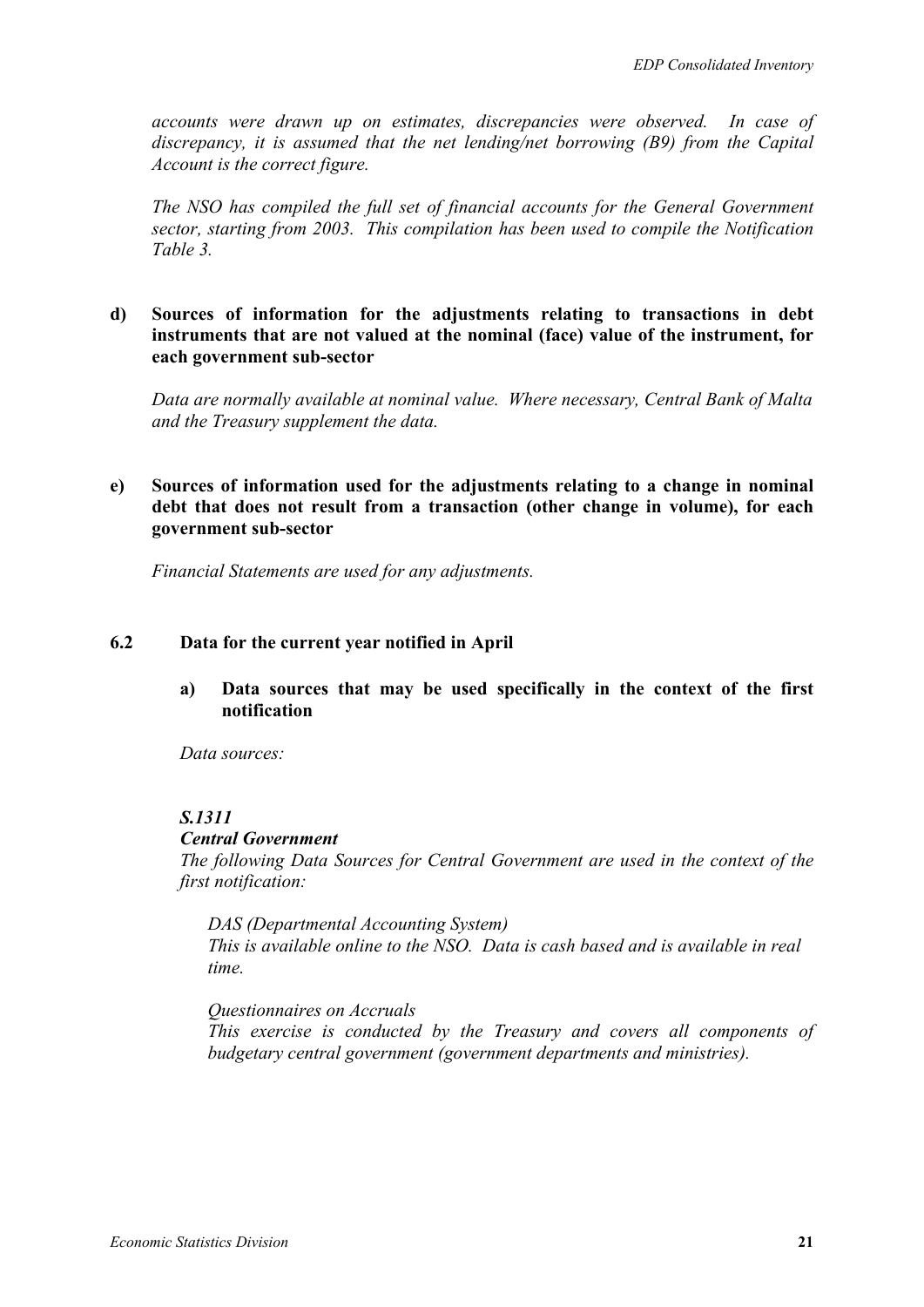*accounts were drawn up on estimates, discrepancies were observed. In case of discrepancy, it is assumed that the net lending/net borrowing (B9) from the Capital Account is the correct figure.*

*The NSO has compiled the full set of financial accounts for the General Government sector, starting from 2003. This compilation has been used to compile the Notification Table 3.*

**d) Sources of information for the adjustments relating to transactions in debt instruments that are not valued at the nominal (face) value of the instrument, for each government sub-sector**

*Data are normally available at nominal value. Where necessary, Central Bank of Malta and the Treasury supplement the data.*

**e) Sources of information used for the adjustments relating to a change in nominal debt that does not result from a transaction (other change in volume), for each government sub-sector**

*Financial Statements are used for any adjustments.*

### 6.2 Data for the current year notified in April

**a) Data sources that may be used specifically in the context of the first notification**

*Data sources:*

***S.1311***

***Central Government***

*The following Data Sources for Central Government are used in the context of the first notification:*

*DAS (Departmental Accounting System)*
*This is available online to the NSO. Data is cash based and is available in real time.*

*Questionnaires on Accruals*
*This exercise is conducted by the Treasury and covers all components of budgetary central government (government departments and ministries).*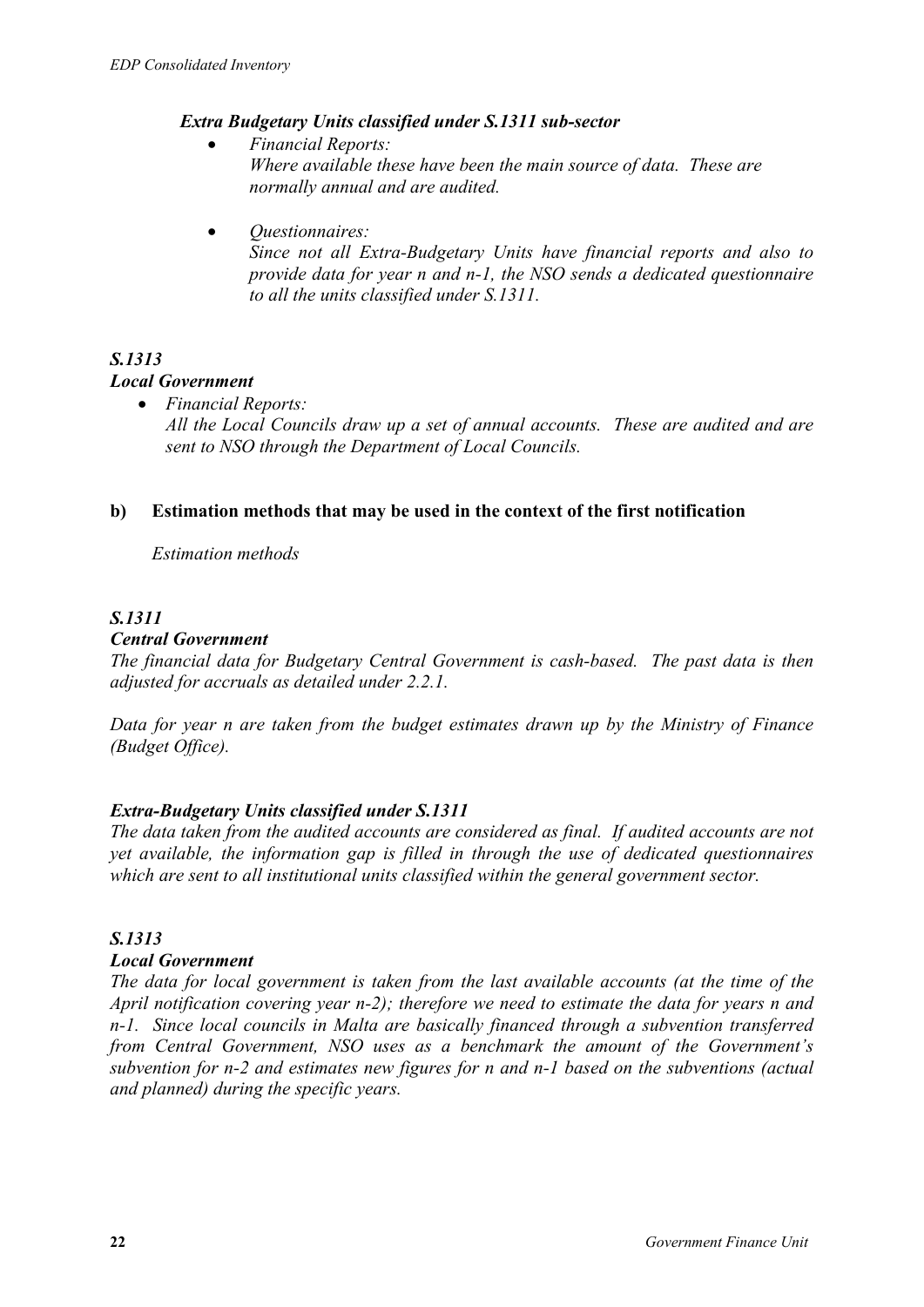***Extra Budgetary Units classified under S.1311 sub-sector***

- *Financial Reports:*
  *Where available these have been the main source of data. These are normally annual and are audited.*

- *Questionnaires:*
  *Since not all Extra-Budgetary Units have financial reports and also to provide data for year n and n-1, the NSO sends a dedicated questionnaire to all the units classified under S.1311.*

***S.1313***

***Local Government***

- *Financial Reports:*
  *All the Local Councils draw up a set of annual accounts. These are audited and are sent to NSO through the Department of Local Councils.*

**b) Estimation methods that may be used in the context of the first notification**

*Estimation methods*

***S.1311***

***Central Government***

*The financial data for Budgetary Central Government is cash-based. The past data is then adjusted for accruals as detailed under 2.2.1.*

*Data for year n are taken from the budget estimates drawn up by the Ministry of Finance (Budget Office).*

***Extra-Budgetary Units classified under S.1311***

*The data taken from the audited accounts are considered as final. If audited accounts are not yet available, the information gap is filled in through the use of dedicated questionnaires which are sent to all institutional units classified within the general government sector.*

***S.1313***

***Local Government***

*The data for local government is taken from the last available accounts (at the time of the April notification covering year n-2); therefore we need to estimate the data for years n and n-1. Since local councils in Malta are basically financed through a subvention transferred from Central Government, NSO uses as a benchmark the amount of the Government's subvention for n-2 and estimates new figures for n and n-1 based on the subventions (actual and planned) during the specific years.*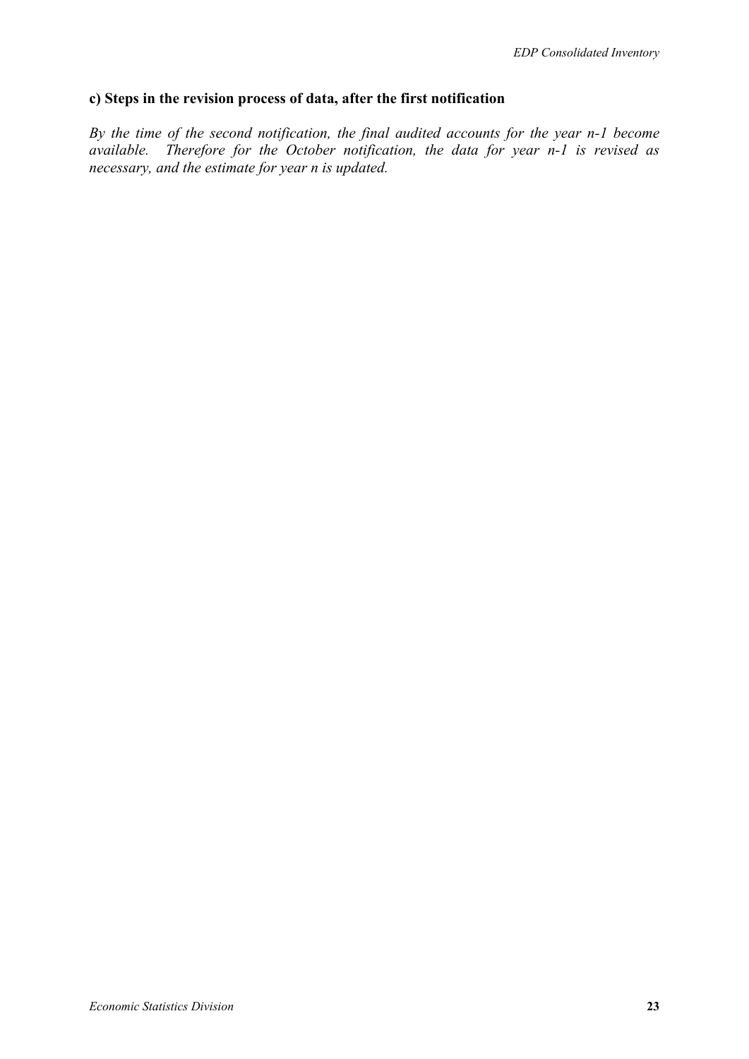### c) Steps in the revision process of data, after the first notification

*By the time of the second notification, the final audited accounts for the year n-1 become available. Therefore for the October notification, the data for year n-1 is revised as necessary, and the estimate for year n is updated.*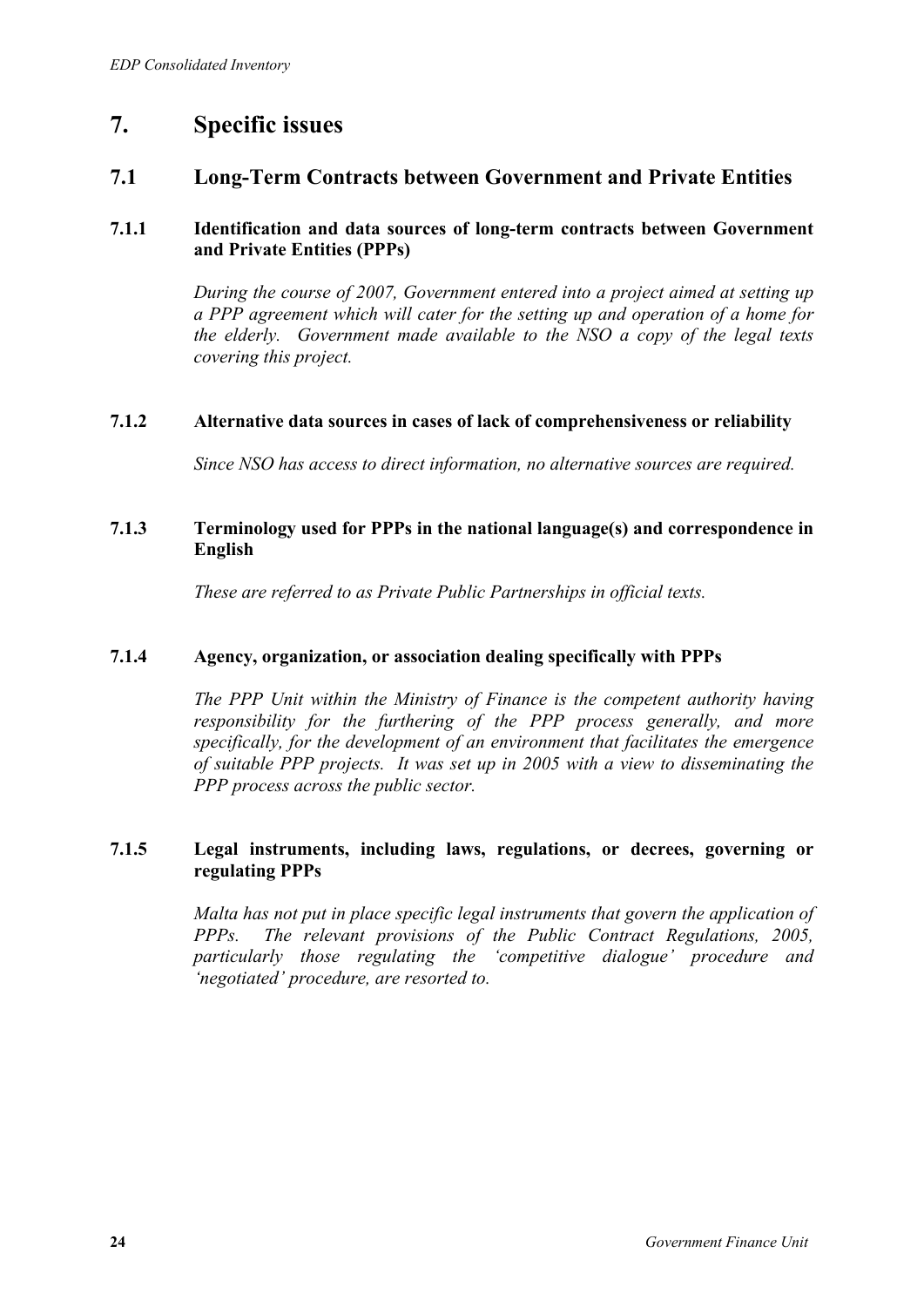# 7. Specific issues

## 7.1 Long-Term Contracts between Government and Private Entities

### 7.1.1 Identification and data sources of long-term contracts between Government and Private Entities (PPPs)

*During the course of 2007, Government entered into a project aimed at setting up a PPP agreement which will cater for the setting up and operation of a home for the elderly. Government made available to the NSO a copy of the legal texts covering this project.*

### 7.1.2 Alternative data sources in cases of lack of comprehensiveness or reliability

*Since NSO has access to direct information, no alternative sources are required.*

### 7.1.3 Terminology used for PPPs in the national language(s) and correspondence in English

*These are referred to as Private Public Partnerships in official texts.*

### 7.1.4 Agency, organization, or association dealing specifically with PPPs

*The PPP Unit within the Ministry of Finance is the competent authority having responsibility for the furthering of the PPP process generally, and more specifically, for the development of an environment that facilitates the emergence of suitable PPP projects. It was set up in 2005 with a view to disseminating the PPP process across the public sector.*

### 7.1.5 Legal instruments, including laws, regulations, or decrees, governing or regulating PPPs

*Malta has not put in place specific legal instruments that govern the application of PPPs. The relevant provisions of the Public Contract Regulations, 2005, particularly those regulating the 'competitive dialogue' procedure and 'negotiated' procedure, are resorted to.*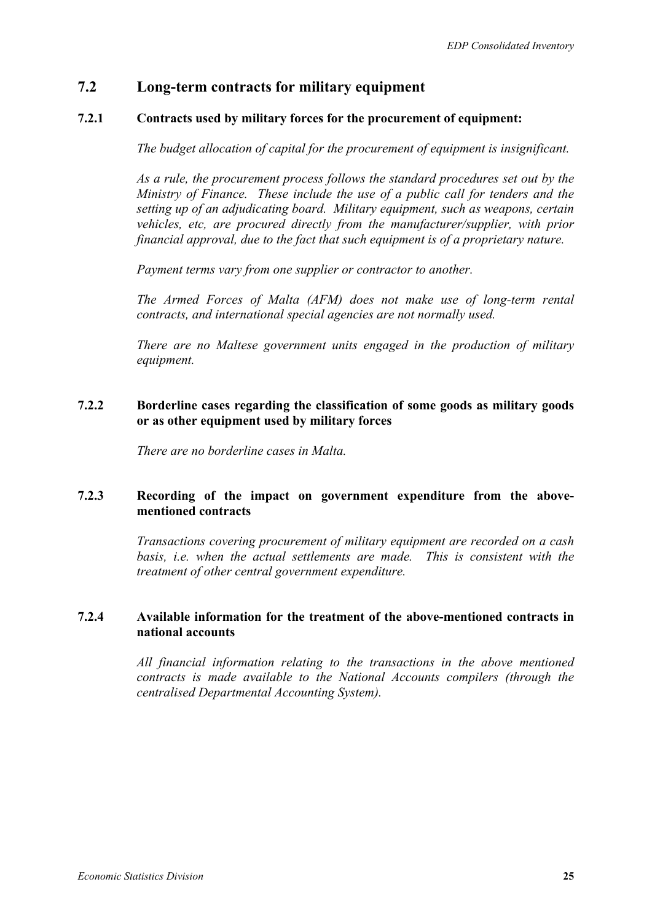## 7.2 Long-term contracts for military equipment

### 7.2.1 Contracts used by military forces for the procurement of equipment:

*The budget allocation of capital for the procurement of equipment is insignificant.*

*As a rule, the procurement process follows the standard procedures set out by the Ministry of Finance. These include the use of a public call for tenders and the setting up of an adjudicating board. Military equipment, such as weapons, certain vehicles, etc, are procured directly from the manufacturer/supplier, with prior financial approval, due to the fact that such equipment is of a proprietary nature.*

*Payment terms vary from one supplier or contractor to another.*

*The Armed Forces of Malta (AFM) does not make use of long-term rental contracts, and international special agencies are not normally used.*

*There are no Maltese government units engaged in the production of military equipment.*

### 7.2.2 Borderline cases regarding the classification of some goods as military goods or as other equipment used by military forces

*There are no borderline cases in Malta.*

### 7.2.3 Recording of the impact on government expenditure from the above-mentioned contracts

*Transactions covering procurement of military equipment are recorded on a cash basis, i.e. when the actual settlements are made. This is consistent with the treatment of other central government expenditure.*

### 7.2.4 Available information for the treatment of the above-mentioned contracts in national accounts

*All financial information relating to the transactions in the above mentioned contracts is made available to the National Accounts compilers (through the centralised Departmental Accounting System).*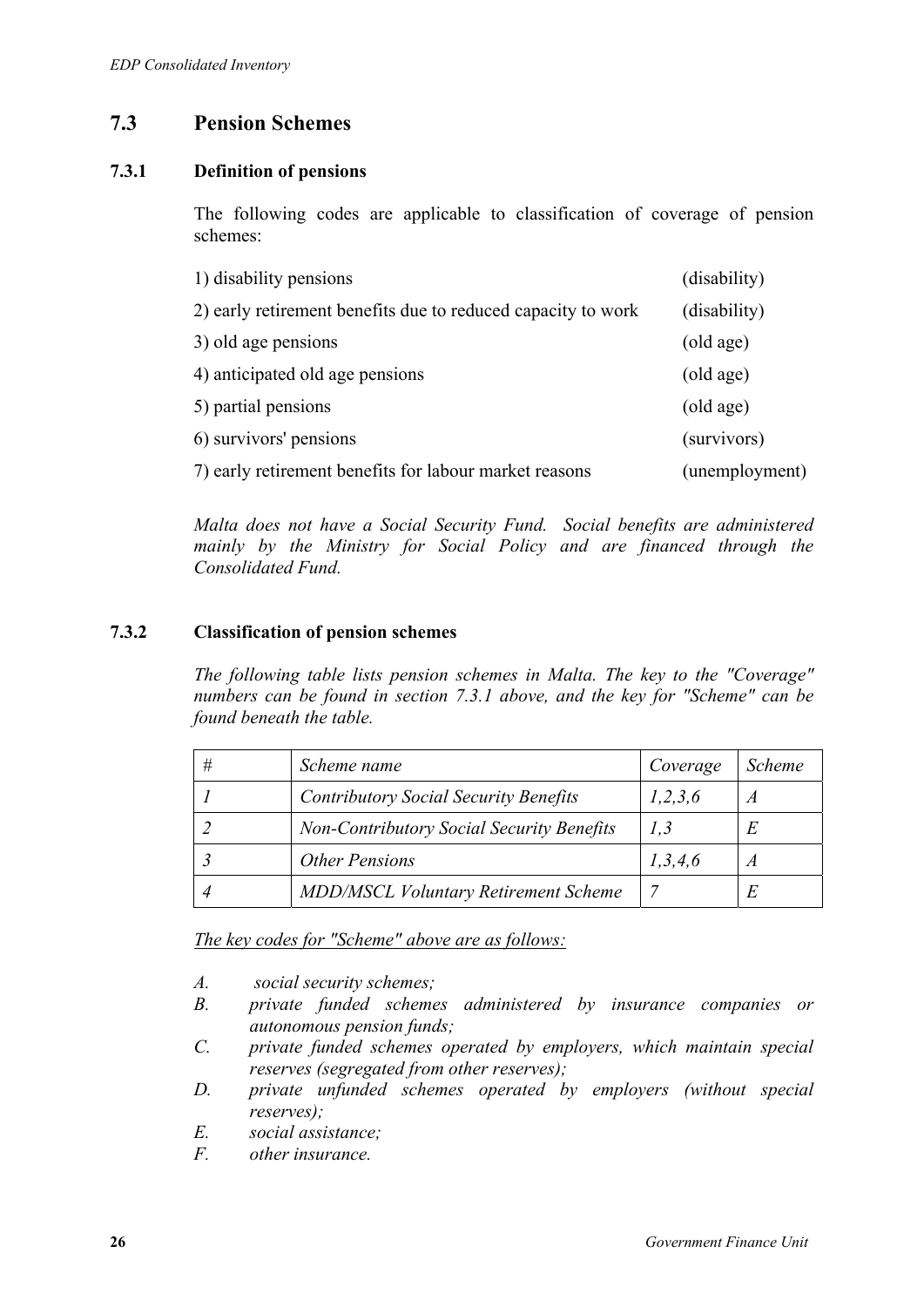## 7.3 Pension Schemes

### 7.3.1 Definition of pensions

The following codes are applicable to classification of coverage of pension schemes:

| | |
|---|---|
| 1) disability pensions | (disability) |
| 2) early retirement benefits due to reduced capacity to work | (disability) |
| 3) old age pensions | (old age) |
| 4) anticipated old age pensions | (old age) |
| 5) partial pensions | (old age) |
| 6) survivors' pensions | (survivors) |
| 7) early retirement benefits for labour market reasons | (unemployment) |

*Malta does not have a Social Security Fund. Social benefits are administered mainly by the Ministry for Social Policy and are financed through the Consolidated Fund.*

### 7.3.2 Classification of pension schemes

*The following table lists pension schemes in Malta. The key to the "Coverage" numbers can be found in section 7.3.1 above, and the key for "Scheme" can be found beneath the table.*

| *#* | *Scheme name* | *Coverage* | *Scheme* |
|---|---|---|---|
| *1* | *Contributory Social Security Benefits* | *1,2,3,6* | *A* |
| *2* | *Non-Contributory Social Security Benefits* | *1,3* | *E* |
| *3* | *Other Pensions* | *1,3,4,6* | *A* |
| *4* | *MDD/MSCL Voluntary Retirement Scheme* | *7* | *E* |

*The key codes for "Scheme" above are as follows:*

- *A. social security schemes;*
- *B. private funded schemes administered by insurance companies or autonomous pension funds;*
- *C. private funded schemes operated by employers, which maintain special reserves (segregated from other reserves);*
- *D. private unfunded schemes operated by employers (without special reserves);*
- *E. social assistance;*
- *F. other insurance.*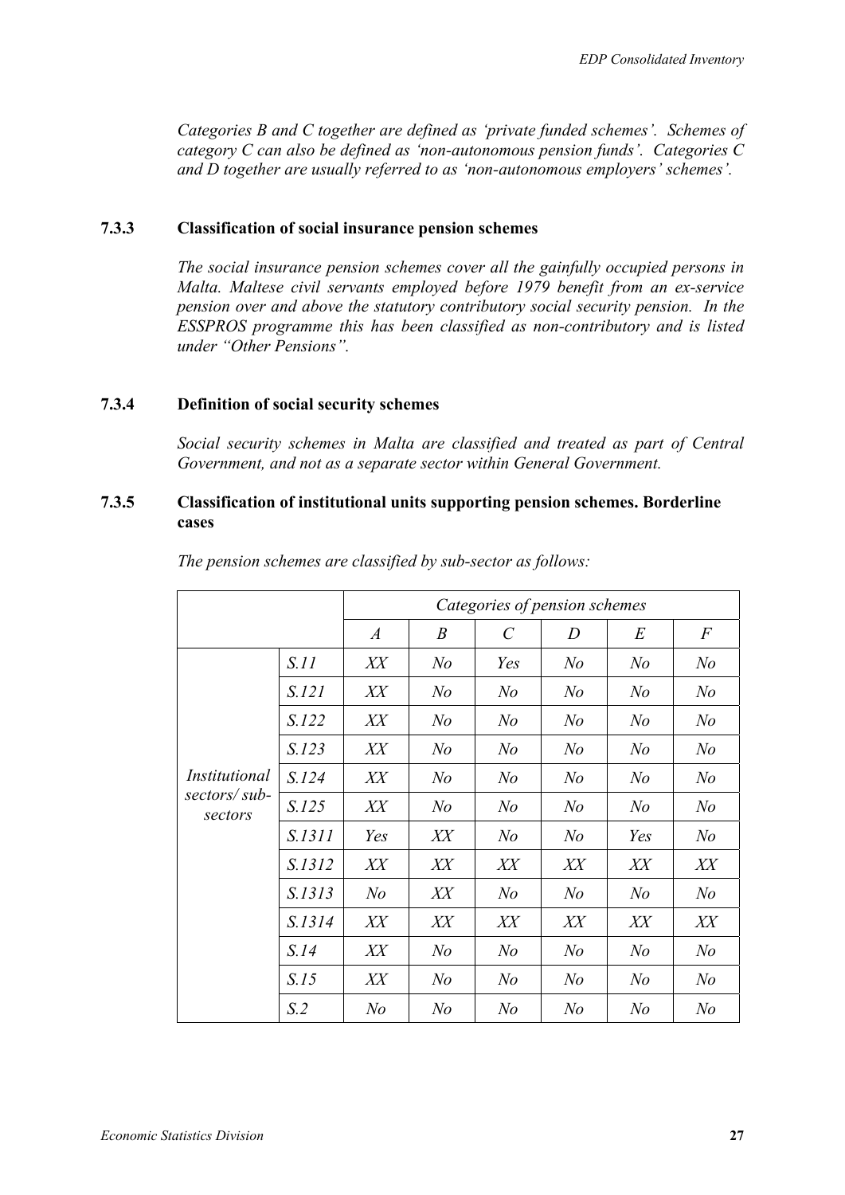*Categories B and C together are defined as 'private funded schemes'. Schemes of category C can also be defined as 'non-autonomous pension funds'. Categories C and D together are usually referred to as 'non-autonomous employers' schemes'.*

### 7.3.3 Classification of social insurance pension schemes

*The social insurance pension schemes cover all the gainfully occupied persons in Malta. Maltese civil servants employed before 1979 benefit from an ex-service pension over and above the statutory contributory social security pension. In the ESSPROS programme this has been classified as non-contributory and is listed under "Other Pensions".*

### 7.3.4 Definition of social security schemes

*Social security schemes in Malta are classified and treated as part of Central Government, and not as a separate sector within General Government.*

### 7.3.5 Classification of institutional units supporting pension schemes. Borderline cases

*The pension schemes are classified by sub-sector as follows:*

| | | *Categories of pension schemes* | | | | | |
|---|---|---|---|---|---|---|---|
| | | *A* | *B* | *C* | *D* | *E* | *F* |
| *Institutional sectors/ sub-sectors* | *S.11* | *XX* | *No* | *Yes* | *No* | *No* | *No* |
| | *S.121* | *XX* | *No* | *No* | *No* | *No* | *No* |
| | *S.122* | *XX* | *No* | *No* | *No* | *No* | *No* |
| | *S.123* | *XX* | *No* | *No* | *No* | *No* | *No* |
| | *S.124* | *XX* | *No* | *No* | *No* | *No* | *No* |
| | *S.125* | *XX* | *No* | *No* | *No* | *No* | *No* |
| | *S.1311* | *Yes* | *XX* | *No* | *No* | *Yes* | *No* |
| | *S.1312* | *XX* | *XX* | *XX* | *XX* | *XX* | *XX* |
| | *S.1313* | *No* | *XX* | *No* | *No* | *No* | *No* |
| | *S.1314* | *XX* | *XX* | *XX* | *XX* | *XX* | *XX* |
| | *S.14* | *XX* | *No* | *No* | *No* | *No* | *No* |
| | *S.15* | *XX* | *No* | *No* | *No* | *No* | *No* |
| | *S.2* | *No* | *No* | *No* | *No* | *No* | *No* |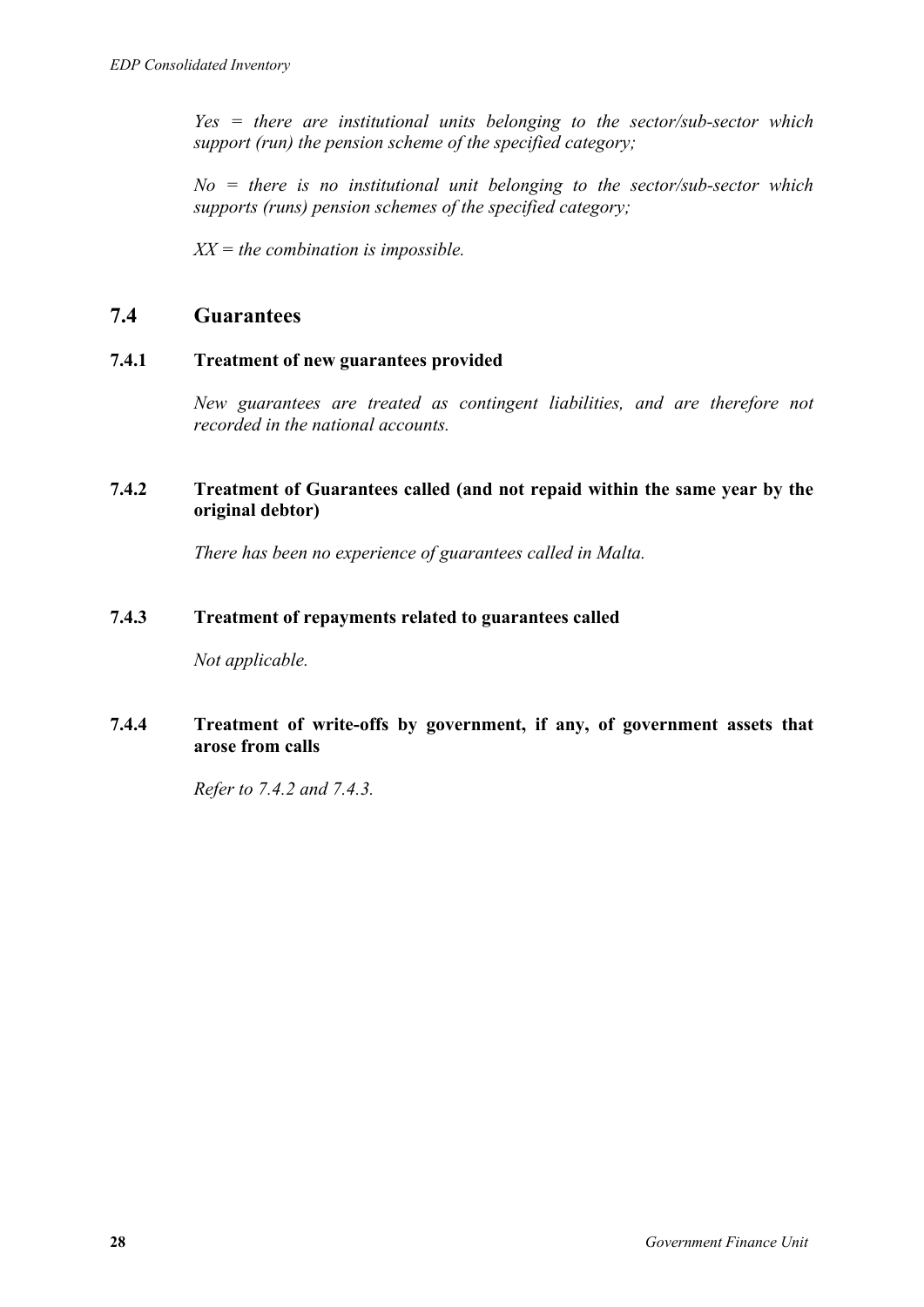*Yes = there are institutional units belonging to the sector/sub-sector which support (run) the pension scheme of the specified category;*

*No = there is no institutional unit belonging to the sector/sub-sector which supports (runs) pension schemes of the specified category;*

*XX = the combination is impossible.*

## 7.4 Guarantees

### 7.4.1 Treatment of new guarantees provided

*New guarantees are treated as contingent liabilities, and are therefore not recorded in the national accounts.*

### 7.4.2 Treatment of Guarantees called (and not repaid within the same year by the original debtor)

*There has been no experience of guarantees called in Malta.*

### 7.4.3 Treatment of repayments related to guarantees called

*Not applicable.*

### 7.4.4 Treatment of write-offs by government, if any, of government assets that arose from calls

*Refer to 7.4.2 and 7.4.3.*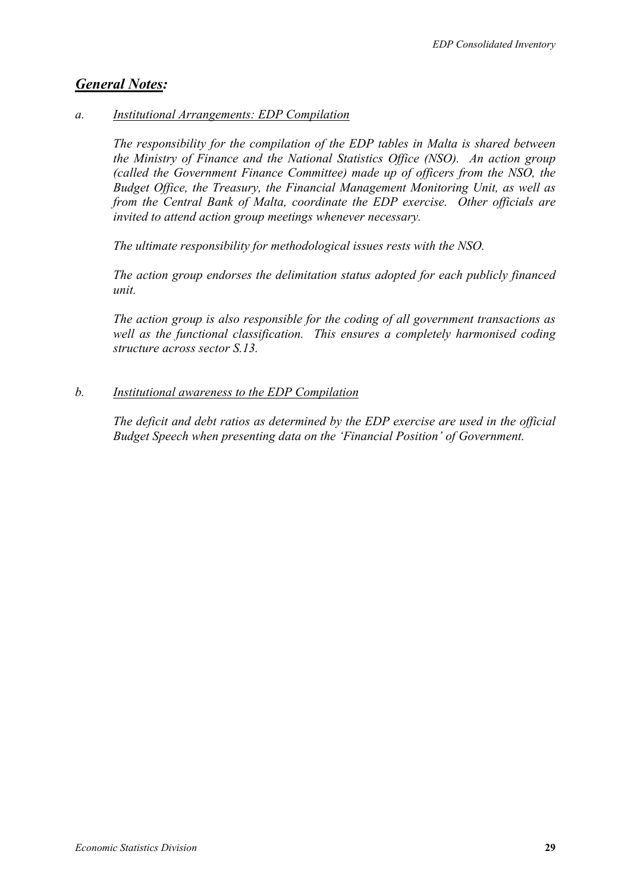## ***General Notes:***

*a.* ***Institutional Arrangements: EDP Compilation***

*The responsibility for the compilation of the EDP tables in Malta is shared between the Ministry of Finance and the National Statistics Office (NSO). An action group (called the Government Finance Committee) made up of officers from the NSO, the Budget Office, the Treasury, the Financial Management Monitoring Unit, as well as from the Central Bank of Malta, coordinate the EDP exercise. Other officials are invited to attend action group meetings whenever necessary.*

*The ultimate responsibility for methodological issues rests with the NSO.*

*The action group endorses the delimitation status adopted for each publicly financed unit.*

*The action group is also responsible for the coding of all government transactions as well as the functional classification. This ensures a completely harmonised coding structure across sector S.13.*

*b.* ***Institutional awareness to the EDP Compilation***

*The deficit and debt ratios as determined by the EDP exercise are used in the official Budget Speech when presenting data on the 'Financial Position' of Government.*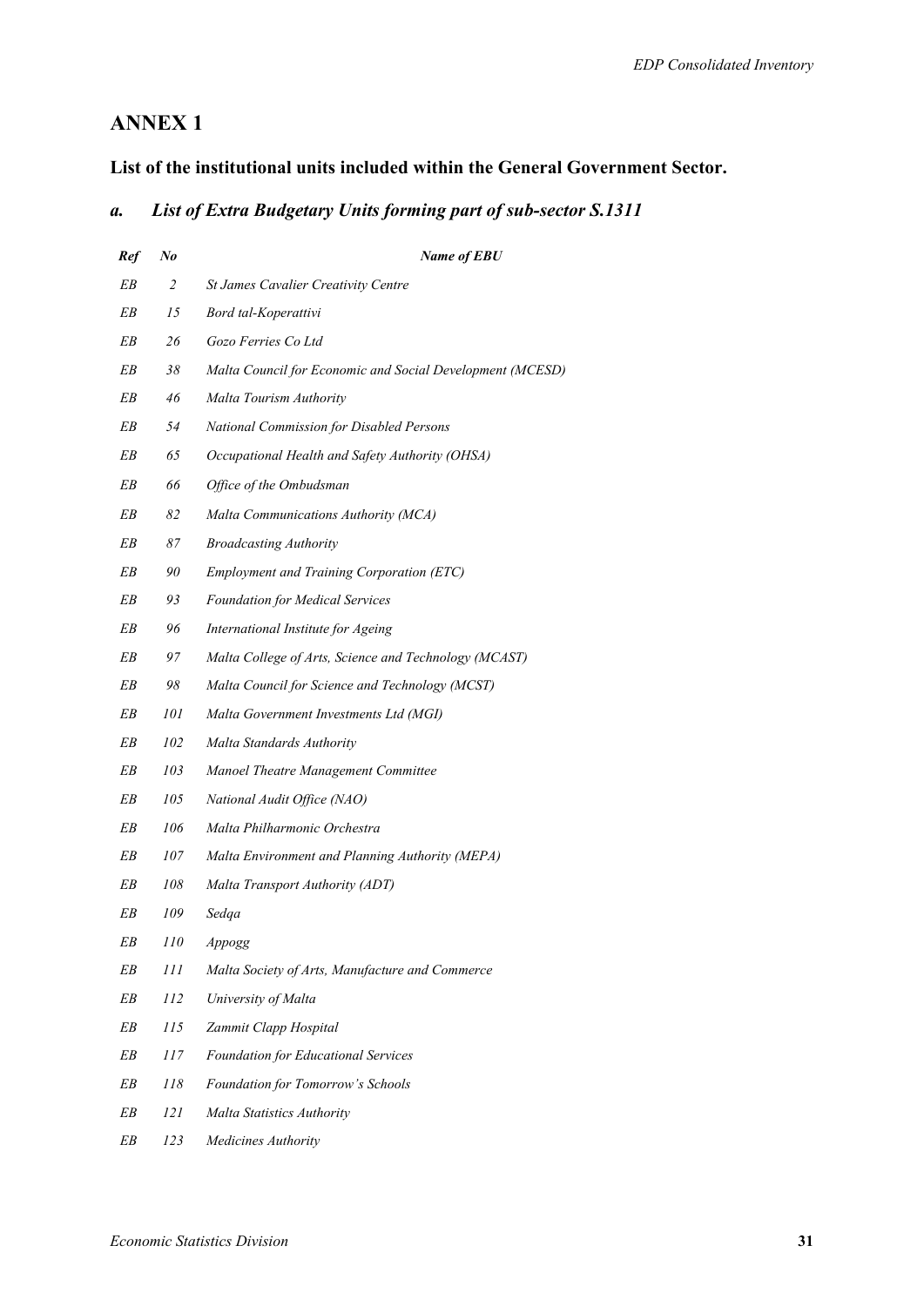# ANNEX 1

## List of the institutional units included within the General Government Sector.

### *a. List of Extra Budgetary Units forming part of sub-sector S.1311*

| *Ref* | *No* | *Name of EBU* |
|---|---|---|
| *EB* | *2* | *St James Cavalier Creativity Centre* |
| *EB* | *15* | *Bord tal-Koperattivi* |
| *EB* | *26* | *Gozo Ferries Co Ltd* |
| *EB* | *38* | *Malta Council for Economic and Social Development (MCESD)* |
| *EB* | *46* | *Malta Tourism Authority* |
| *EB* | *54* | *National Commission for Disabled Persons* |
| *EB* | *65* | *Occupational Health and Safety Authority (OHSA)* |
| *EB* | *66* | *Office of the Ombudsman* |
| *EB* | *82* | *Malta Communications Authority (MCA)* |
| *EB* | *87* | *Broadcasting Authority* |
| *EB* | *90* | *Employment and Training Corporation (ETC)* |
| *EB* | *93* | *Foundation for Medical Services* |
| *EB* | *96* | *International Institute for Ageing* |
| *EB* | *97* | *Malta College of Arts, Science and Technology (MCAST)* |
| *EB* | *98* | *Malta Council for Science and Technology (MCST)* |
| *EB* | *101* | *Malta Government Investments Ltd (MGI)* |
| *EB* | *102* | *Malta Standards Authority* |
| *EB* | *103* | *Manoel Theatre Management Committee* |
| *EB* | *105* | *National Audit Office (NAO)* |
| *EB* | *106* | *Malta Philharmonic Orchestra* |
| *EB* | *107* | *Malta Environment and Planning Authority (MEPA)* |
| *EB* | *108* | *Malta Transport Authority (ADT)* |
| *EB* | *109* | *Sedqa* |
| *EB* | *110* | *Appogg* |
| *EB* | *111* | *Malta Society of Arts, Manufacture and Commerce* |
| *EB* | *112* | *University of Malta* |
| *EB* | *115* | *Zammit Clapp Hospital* |
| *EB* | *117* | *Foundation for Educational Services* |
| *EB* | *118* | *Foundation for Tomorrow's Schools* |
| *EB* | *121* | *Malta Statistics Authority* |
| *EB* | *123* | *Medicines Authority* |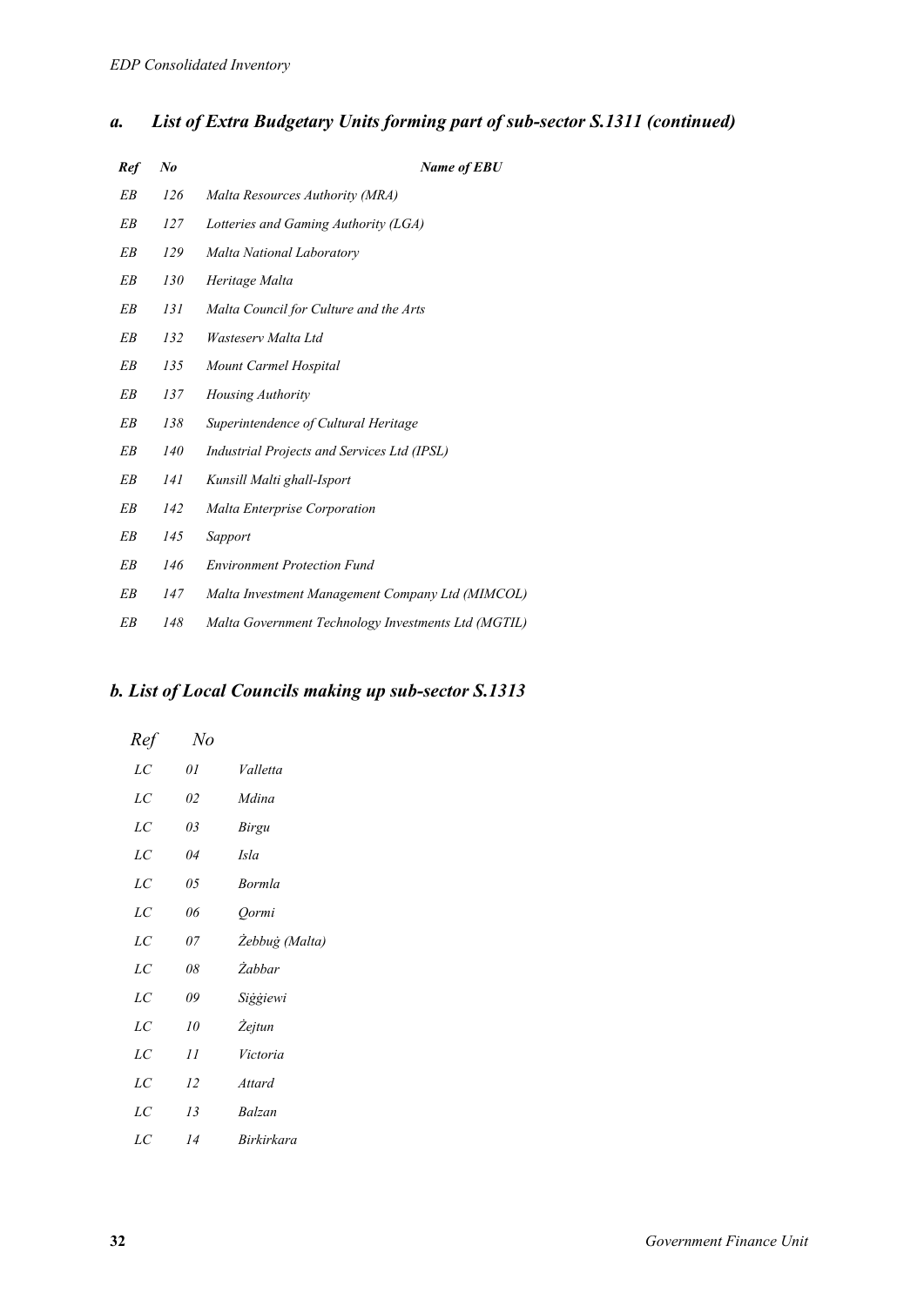## *a. List of Extra Budgetary Units forming part of sub-sector S.1311 (continued)*

| *Ref* | *No* | *Name of EBU* |
|---|---|---|
| *EB* | *126* | *Malta Resources Authority (MRA)* |
| *EB* | *127* | *Lotteries and Gaming Authority (LGA)* |
| *EB* | *129* | *Malta National Laboratory* |
| *EB* | *130* | *Heritage Malta* |
| *EB* | *131* | *Malta Council for Culture and the Arts* |
| *EB* | *132* | *Wasteserv Malta Ltd* |
| *EB* | *135* | *Mount Carmel Hospital* |
| *EB* | *137* | *Housing Authority* |
| *EB* | *138* | *Superintendence of Cultural Heritage* |
| *EB* | *140* | *Industrial Projects and Services Ltd (IPSL)* |
| *EB* | *141* | *Kunsill Malti ghall-Isport* |
| *EB* | *142* | *Malta Enterprise Corporation* |
| *EB* | *145* | *Sapport* |
| *EB* | *146* | *Environment Protection Fund* |
| *EB* | *147* | *Malta Investment Management Company Ltd (MIMCOL)* |
| *EB* | *148* | *Malta Government Technology Investments Ltd (MGTIL)* |

## *b. List of Local Councils making up sub-sector S.1313*

| *Ref* | *No* | |
|---|---|---|
| *LC* | *01* | *Valletta* |
| *LC* | *02* | *Mdina* |
| *LC* | *03* | *Birgu* |
| *LC* | *04* | *Isla* |
| *LC* | *05* | *Bormla* |
| *LC* | *06* | *Qormi* |
| *LC* | *07* | *Żebbuġ (Malta)* |
| *LC* | *08* | *Żabbar* |
| *LC* | *09* | *Siġġiewi* |
| *LC* | *10* | *Żejtun* |
| *LC* | *11* | *Victoria* |
| *LC* | *12* | *Attard* |
| *LC* | *13* | *Balzan* |
| *LC* | *14* | *Birkirkara* |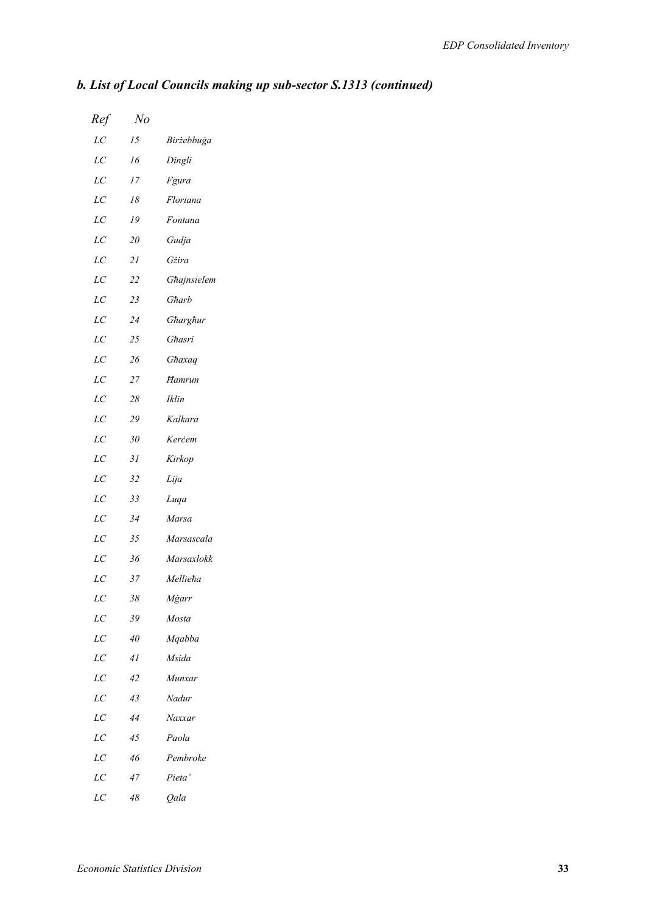## *b. List of Local Councils making up sub-sector S.1313 (continued)*

| *Ref* | *No* | |
|---|---|---|
| *LC* | *15* | *Birżebbuġa* |
| *LC* | *16* | *Dingli* |
| *LC* | *17* | *Fgura* |
| *LC* | *18* | *Floriana* |
| *LC* | *19* | *Fontana* |
| *LC* | *20* | *Gudja* |
| *LC* | *21* | *Gżira* |
| *LC* | *22* | *Għajnsielem* |
| *LC* | *23* | *Għarb* |
| *LC* | *24* | *Għargħur* |
| *LC* | *25* | *Għasri* |
| *LC* | *26* | *Għaxaq* |
| *LC* | *27* | *Ħamrun* |
| *LC* | *28* | *Iklin* |
| *LC* | *29* | *Kalkara* |
| *LC* | *30* | *Kerċem* |
| *LC* | *31* | *Kirkop* |
| *LC* | *32* | *Lija* |
| *LC* | *33* | *Luqa* |
| *LC* | *34* | *Marsa* |
| *LC* | *35* | *Marsascala* |
| *LC* | *36* | *Marsaxlokk* |
| *LC* | *37* | *Mellieħa* |
| *LC* | *38* | *Mġarr* |
| *LC* | *39* | *Mosta* |
| *LC* | *40* | *Mqabba* |
| *LC* | *41* | *Msida* |
| *LC* | *42* | *Munxar* |
| *LC* | *43* | *Nadur* |
| *LC* | *44* | *Naxxar* |
| *LC* | *45* | *Paola* |
| *LC* | *46* | *Pembroke* |
| *LC* | *47* | *Pieta'* |
| *LC* | *48* | *Qala* |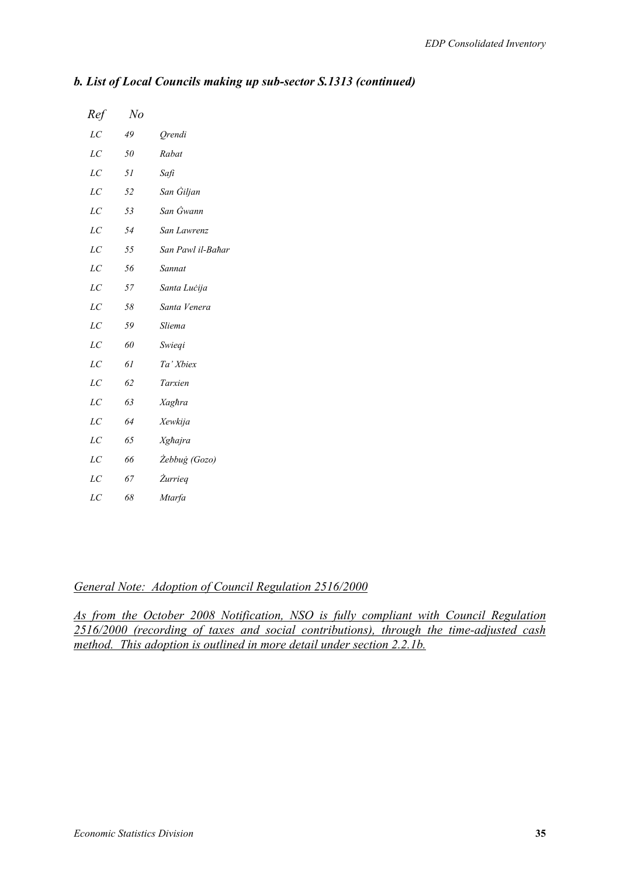### *b. List of Local Councils making up sub-sector S.1313 (continued)*

| *Ref* | *No* | |
|---|---|---|
| *LC* | *49* | *Qrendi* |
| *LC* | *50* | *Rabat* |
| *LC* | *51* | *Safi* |
| *LC* | *52* | *San Ġiljan* |
| *LC* | *53* | *San Ġwann* |
| *LC* | *54* | *San Lawrenz* |
| *LC* | *55* | *San Pawl il-Baħar* |
| *LC* | *56* | *Sannat* |
| *LC* | *57* | *Santa Luċija* |
| *LC* | *58* | *Santa Venera* |
| *LC* | *59* | *Sliema* |
| *LC* | *60* | *Swieqi* |
| *LC* | *61* | *Ta' Xbiex* |
| *LC* | *62* | *Tarxien* |
| *LC* | *63* | *Xagħra* |
| *LC* | *64* | *Xewkija* |
| *LC* | *65* | *Xgħajra* |
| *LC* | *66* | *Żebbuġ (Gozo)* |
| *LC* | *67* | *Żurrieq* |
| *LC* | *68* | *Mtarfa* |

<u>*General Note: Adoption of Council Regulation 2516/2000*</u>

<u>*As from the October 2008 Notification, NSO is fully compliant with Council Regulation 2516/2000 (recording of taxes and social contributions), through the time-adjusted cash method. This adoption is outlined in more detail under section 2.2.1b.*</u>